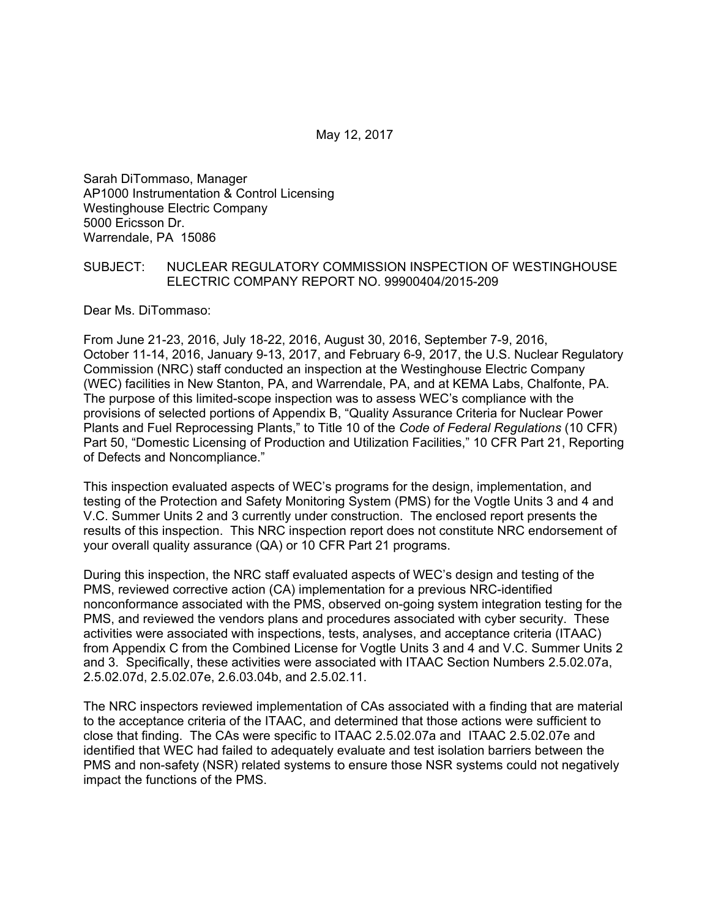May 12, 2017

Sarah DiTommaso, Manager
AP1000 Instrumentation & Control Licensing
Westinghouse Electric Company
5000 Ericsson Dr.
Warrendale, PA 15086

SUBJECT: NUCLEAR REGULATORY COMMISSION INSPECTION OF WESTINGHOUSE ELECTRIC COMPANY REPORT NO. 99900404/2015-209

Dear Ms. DiTommaso:

From June 21-23, 2016, July 18-22, 2016, August 30, 2016, September 7-9, 2016, October 11-14, 2016, January 9-13, 2017, and February 6-9, 2017, the U.S. Nuclear Regulatory Commission (NRC) staff conducted an inspection at the Westinghouse Electric Company (WEC) facilities in New Stanton, PA, and Warrendale, PA, and at KEMA Labs, Chalfonte, PA. The purpose of this limited-scope inspection was to assess WEC's compliance with the provisions of selected portions of Appendix B, "Quality Assurance Criteria for Nuclear Power Plants and Fuel Reprocessing Plants," to Title 10 of the *Code of Federal Regulations* (10 CFR) Part 50, "Domestic Licensing of Production and Utilization Facilities," 10 CFR Part 21, Reporting of Defects and Noncompliance."

This inspection evaluated aspects of WEC's programs for the design, implementation, and testing of the Protection and Safety Monitoring System (PMS) for the Vogtle Units 3 and 4 and V.C. Summer Units 2 and 3 currently under construction. The enclosed report presents the results of this inspection. This NRC inspection report does not constitute NRC endorsement of your overall quality assurance (QA) or 10 CFR Part 21 programs.

During this inspection, the NRC staff evaluated aspects of WEC's design and testing of the PMS, reviewed corrective action (CA) implementation for a previous NRC-identified nonconformance associated with the PMS, observed on-going system integration testing for the PMS, and reviewed the vendors plans and procedures associated with cyber security. These activities were associated with inspections, tests, analyses, and acceptance criteria (ITAAC) from Appendix C from the Combined License for Vogtle Units 3 and 4 and V.C. Summer Units 2 and 3. Specifically, these activities were associated with ITAAC Section Numbers 2.5.02.07a, 2.5.02.07d, 2.5.02.07e, 2.6.03.04b, and 2.5.02.11.

The NRC inspectors reviewed implementation of CAs associated with a finding that are material to the acceptance criteria of the ITAAC, and determined that those actions were sufficient to close that finding. The CAs were specific to ITAAC 2.5.02.07a and ITAAC 2.5.02.07e and identified that WEC had failed to adequately evaluate and test isolation barriers between the PMS and non-safety (NSR) related systems to ensure those NSR systems could not negatively impact the functions of the PMS.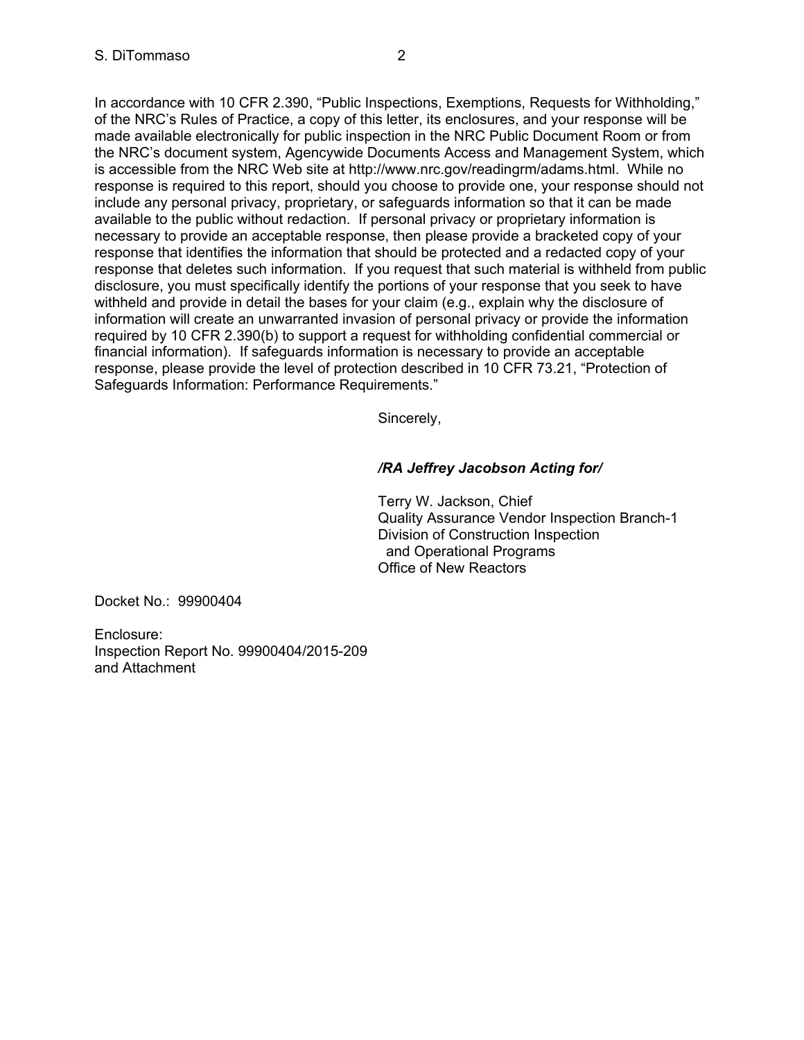In accordance with 10 CFR 2.390, "Public Inspections, Exemptions, Requests for Withholding," of the NRC's Rules of Practice, a copy of this letter, its enclosures, and your response will be made available electronically for public inspection in the NRC Public Document Room or from the NRC's document system, Agencywide Documents Access and Management System, which is accessible from the NRC Web site at http://www.nrc.gov/readingrm/adams.html. While no response is required to this report, should you choose to provide one, your response should not include any personal privacy, proprietary, or safeguards information so that it can be made available to the public without redaction. If personal privacy or proprietary information is necessary to provide an acceptable response, then please provide a bracketed copy of your response that identifies the information that should be protected and a redacted copy of your response that deletes such information. If you request that such material is withheld from public disclosure, you must specifically identify the portions of your response that you seek to have withheld and provide in detail the bases for your claim (e.g., explain why the disclosure of information will create an unwarranted invasion of personal privacy or provide the information required by 10 CFR 2.390(b) to support a request for withholding confidential commercial or financial information). If safeguards information is necessary to provide an acceptable response, please provide the level of protection described in 10 CFR 73.21, "Protection of Safeguards Information: Performance Requirements."

Sincerely,

***/RA Jeffrey Jacobson Acting for/***

Terry W. Jackson, Chief
Quality Assurance Vendor Inspection Branch-1
Division of Construction Inspection
and Operational Programs
Office of New Reactors

Docket No.: 99900404

Enclosure:
Inspection Report No. 99900404/2015-209
and Attachment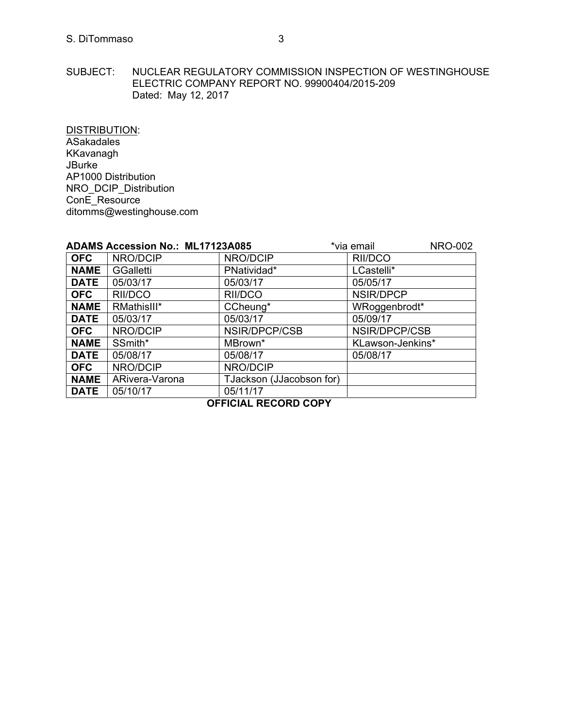SUBJECT: NUCLEAR REGULATORY COMMISSION INSPECTION OF WESTINGHOUSE ELECTRIC COMPANY REPORT NO. 99900404/2015-209
Dated: May 12, 2017

DISTRIBUTION:
ASakadales
KKavanagh
JBurke
AP1000 Distribution
NRO_DCIP_Distribution
ConE_Resource
ditomms@westinghouse.com

**ADAMS Accession No.: ML17123A085** *via email NRO-002

| **OFC** | NRO/DCIP | NRO/DCIP | RII/DCO |
|---|---|---|---|
| **NAME** | GGalletti | PNatividad* | LCastelli* |
| **DATE** | 05/03/17 | 05/03/17 | 05/05/17 |
| **OFC** | RII/DCO | RII/DCO | NSIR/DPCP |
| **NAME** | RMathisIII* | CCheung* | WRoggenbrodt* |
| **DATE** | 05/03/17 | 05/03/17 | 05/09/17 |
| **OFC** | NRO/DCIP | NSIR/DPCP/CSB | NSIR/DPCP/CSB |
| **NAME** | SSmith* | MBrown* | KLawson-Jenkins* |
| **DATE** | 05/08/17 | 05/08/17 | 05/08/17 |
| **OFC** | NRO/DCIP | NRO/DCIP | |
| **NAME** | ARivera-Varona | TJackson (JJacobson for) | |
| **DATE** | 05/10/17 | 05/11/17 | |

**OFFICIAL RECORD COPY**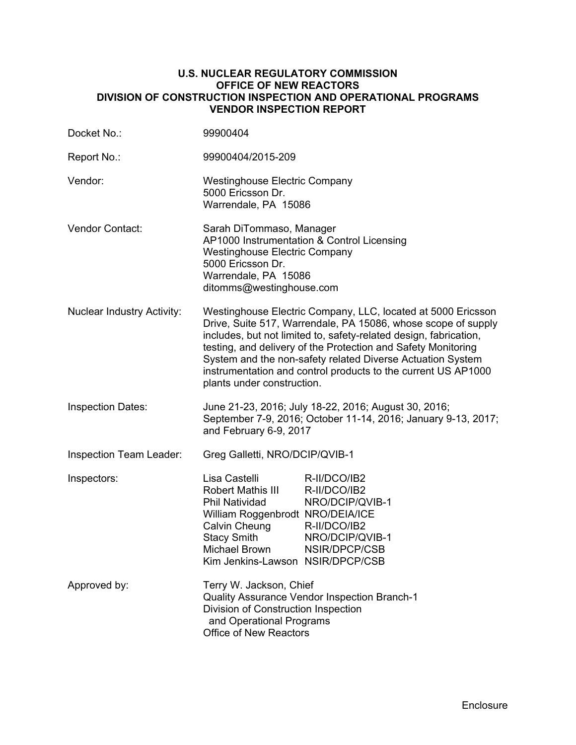**U.S. NUCLEAR REGULATORY COMMISSION**
**OFFICE OF NEW REACTORS**
**DIVISION OF CONSTRUCTION INSPECTION AND OPERATIONAL PROGRAMS**
**VENDOR INSPECTION REPORT**

| | |
|---|---|
| Docket No.: | 99900404 |
| Report No.: | 99900404/2015-209 |
| Vendor: | Westinghouse Electric Company<br>5000 Ericsson Dr.<br>Warrendale, PA 15086 |
| Vendor Contact: | Sarah DiTommaso, Manager<br>AP1000 Instrumentation & Control Licensing<br>Westinghouse Electric Company<br>5000 Ericsson Dr.<br>Warrendale, PA 15086<br>ditomms@westinghouse.com |
| Nuclear Industry Activity: | Westinghouse Electric Company, LLC, located at 5000 Ericsson Drive, Suite 517, Warrendale, PA 15086, whose scope of supply includes, but not limited to, safety-related design, fabrication, testing, and delivery of the Protection and Safety Monitoring System and the non-safety related Diverse Actuation System instrumentation and control products to the current US AP1000 plants under construction. |
| Inspection Dates: | June 21-23, 2016; July 18-22, 2016; August 30, 2016; September 7-9, 2016; October 11-14, 2016; January 9-13, 2017; and February 6-9, 2017 |
| Inspection Team Leader: | Greg Galletti, NRO/DCIP/QVIB-1 |

Inspectors:

| | |
|---|---|
| Lisa Castelli | R-II/DCO/IB2 |
| Robert Mathis III | R-II/DCO/IB2 |
| Phil Natividad | NRO/DCIP/QVIB-1 |
| William Roggenbrodt | NRO/DEIA/ICE |
| Calvin Cheung | R-II/DCO/IB2 |
| Stacy Smith | NRO/DCIP/QVIB-1 |
| Michael Brown | NSIR/DPCP/CSB |
| Kim Jenkins-Lawson | NSIR/DPCP/CSB |

Approved by: Terry W. Jackson, Chief
Quality Assurance Vendor Inspection Branch-1
Division of Construction Inspection
and Operational Programs
Office of New Reactors

Enclosure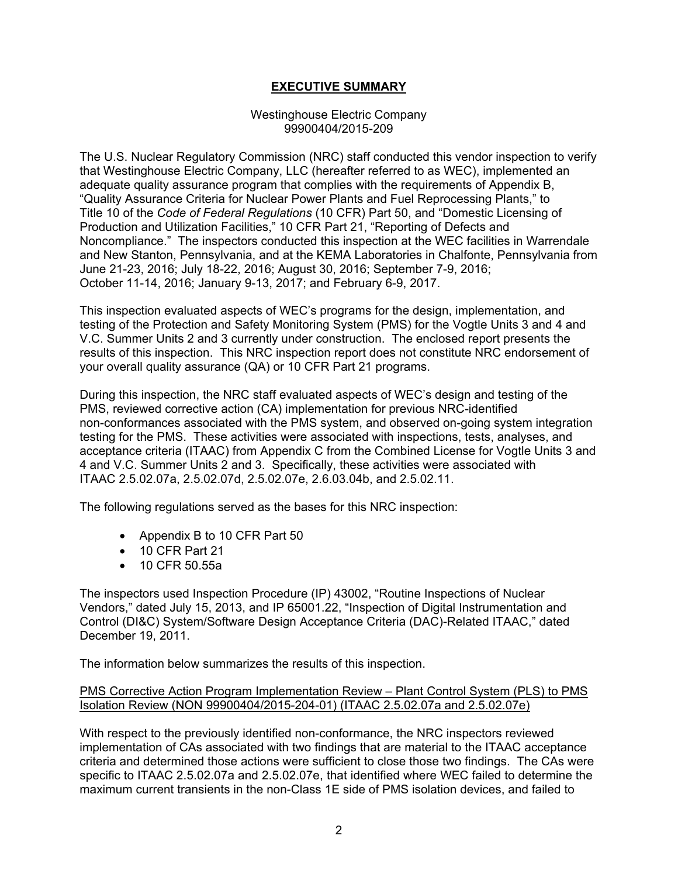## EXECUTIVE SUMMARY

Westinghouse Electric Company
99900404/2015-209

The U.S. Nuclear Regulatory Commission (NRC) staff conducted this vendor inspection to verify that Westinghouse Electric Company, LLC (hereafter referred to as WEC), implemented an adequate quality assurance program that complies with the requirements of Appendix B, "Quality Assurance Criteria for Nuclear Power Plants and Fuel Reprocessing Plants," to Title 10 of the *Code of Federal Regulations* (10 CFR) Part 50, and "Domestic Licensing of Production and Utilization Facilities," 10 CFR Part 21, "Reporting of Defects and Noncompliance." The inspectors conducted this inspection at the WEC facilities in Warrendale and New Stanton, Pennsylvania, and at the KEMA Laboratories in Chalfonte, Pennsylvania from June 21-23, 2016; July 18-22, 2016; August 30, 2016; September 7-9, 2016; October 11-14, 2016; January 9-13, 2017; and February 6-9, 2017.

This inspection evaluated aspects of WEC's programs for the design, implementation, and testing of the Protection and Safety Monitoring System (PMS) for the Vogtle Units 3 and 4 and V.C. Summer Units 2 and 3 currently under construction. The enclosed report presents the results of this inspection. This NRC inspection report does not constitute NRC endorsement of your overall quality assurance (QA) or 10 CFR Part 21 programs.

During this inspection, the NRC staff evaluated aspects of WEC's design and testing of the PMS, reviewed corrective action (CA) implementation for previous NRC-identified non-conformances associated with the PMS system, and observed on-going system integration testing for the PMS. These activities were associated with inspections, tests, analyses, and acceptance criteria (ITAAC) from Appendix C from the Combined License for Vogtle Units 3 and 4 and V.C. Summer Units 2 and 3. Specifically, these activities were associated with ITAAC 2.5.02.07a, 2.5.02.07d, 2.5.02.07e, 2.6.03.04b, and 2.5.02.11.

The following regulations served as the bases for this NRC inspection:

- Appendix B to 10 CFR Part 50
- 10 CFR Part 21
- 10 CFR 50.55a

The inspectors used Inspection Procedure (IP) 43002, "Routine Inspections of Nuclear Vendors," dated July 15, 2013, and IP 65001.22, "Inspection of Digital Instrumentation and Control (DI&C) System/Software Design Acceptance Criteria (DAC)-Related ITAAC," dated December 19, 2011.

The information below summarizes the results of this inspection.

<u>PMS Corrective Action Program Implementation Review – Plant Control System (PLS) to PMS Isolation Review (NON 99900404/2015-204-01) (ITAAC 2.5.02.07a and 2.5.02.07e)</u>

With respect to the previously identified non-conformance, the NRC inspectors reviewed implementation of CAs associated with two findings that are material to the ITAAC acceptance criteria and determined those actions were sufficient to close those two findings. The CAs were specific to ITAAC 2.5.02.07a and 2.5.02.07e, that identified where WEC failed to determine the maximum current transients in the non-Class 1E side of PMS isolation devices, and failed to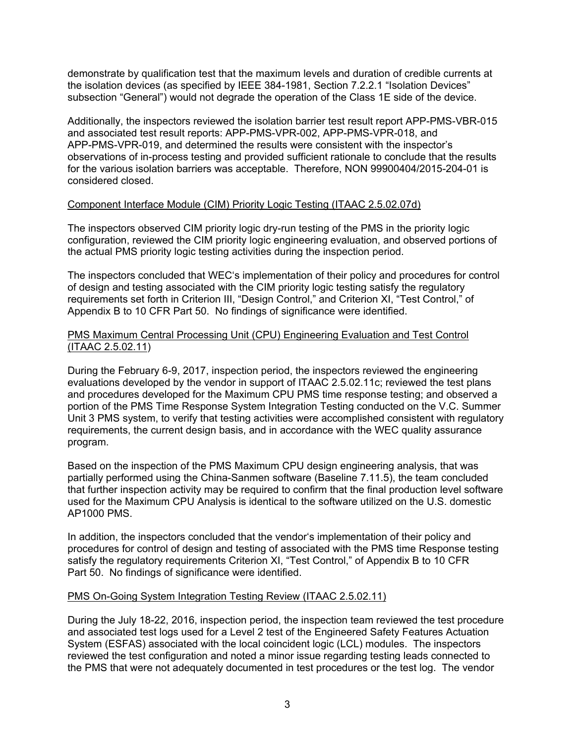demonstrate by qualification test that the maximum levels and duration of credible currents at the isolation devices (as specified by IEEE 384-1981, Section 7.2.2.1 "Isolation Devices" subsection "General") would not degrade the operation of the Class 1E side of the device.

Additionally, the inspectors reviewed the isolation barrier test result report APP-PMS-VBR-015 and associated test result reports: APP-PMS-VPR-002, APP-PMS-VPR-018, and APP-PMS-VPR-019, and determined the results were consistent with the inspector's observations of in-process testing and provided sufficient rationale to conclude that the results for the various isolation barriers was acceptable. Therefore, NON 99900404/2015-204-01 is considered closed.

Component Interface Module (CIM) Priority Logic Testing (ITAAC 2.5.02.07d)

The inspectors observed CIM priority logic dry-run testing of the PMS in the priority logic configuration, reviewed the CIM priority logic engineering evaluation, and observed portions of the actual PMS priority logic testing activities during the inspection period.

The inspectors concluded that WEC's implementation of their policy and procedures for control of design and testing associated with the CIM priority logic testing satisfy the regulatory requirements set forth in Criterion III, "Design Control," and Criterion XI, "Test Control," of Appendix B to 10 CFR Part 50. No findings of significance were identified.

PMS Maximum Central Processing Unit (CPU) Engineering Evaluation and Test Control (ITAAC 2.5.02.11)

During the February 6-9, 2017, inspection period, the inspectors reviewed the engineering evaluations developed by the vendor in support of ITAAC 2.5.02.11c; reviewed the test plans and procedures developed for the Maximum CPU PMS time response testing; and observed a portion of the PMS Time Response System Integration Testing conducted on the V.C. Summer Unit 3 PMS system, to verify that testing activities were accomplished consistent with regulatory requirements, the current design basis, and in accordance with the WEC quality assurance program.

Based on the inspection of the PMS Maximum CPU design engineering analysis, that was partially performed using the China-Sanmen software (Baseline 7.11.5), the team concluded that further inspection activity may be required to confirm that the final production level software used for the Maximum CPU Analysis is identical to the software utilized on the U.S. domestic AP1000 PMS.

In addition, the inspectors concluded that the vendor's implementation of their policy and procedures for control of design and testing of associated with the PMS time Response testing satisfy the regulatory requirements Criterion XI, "Test Control," of Appendix B to 10 CFR Part 50. No findings of significance were identified.

PMS On-Going System Integration Testing Review (ITAAC 2.5.02.11)

During the July 18-22, 2016, inspection period, the inspection team reviewed the test procedure and associated test logs used for a Level 2 test of the Engineered Safety Features Actuation System (ESFAS) associated with the local coincident logic (LCL) modules. The inspectors reviewed the test configuration and noted a minor issue regarding testing leads connected to the PMS that were not adequately documented in test procedures or the test log. The vendor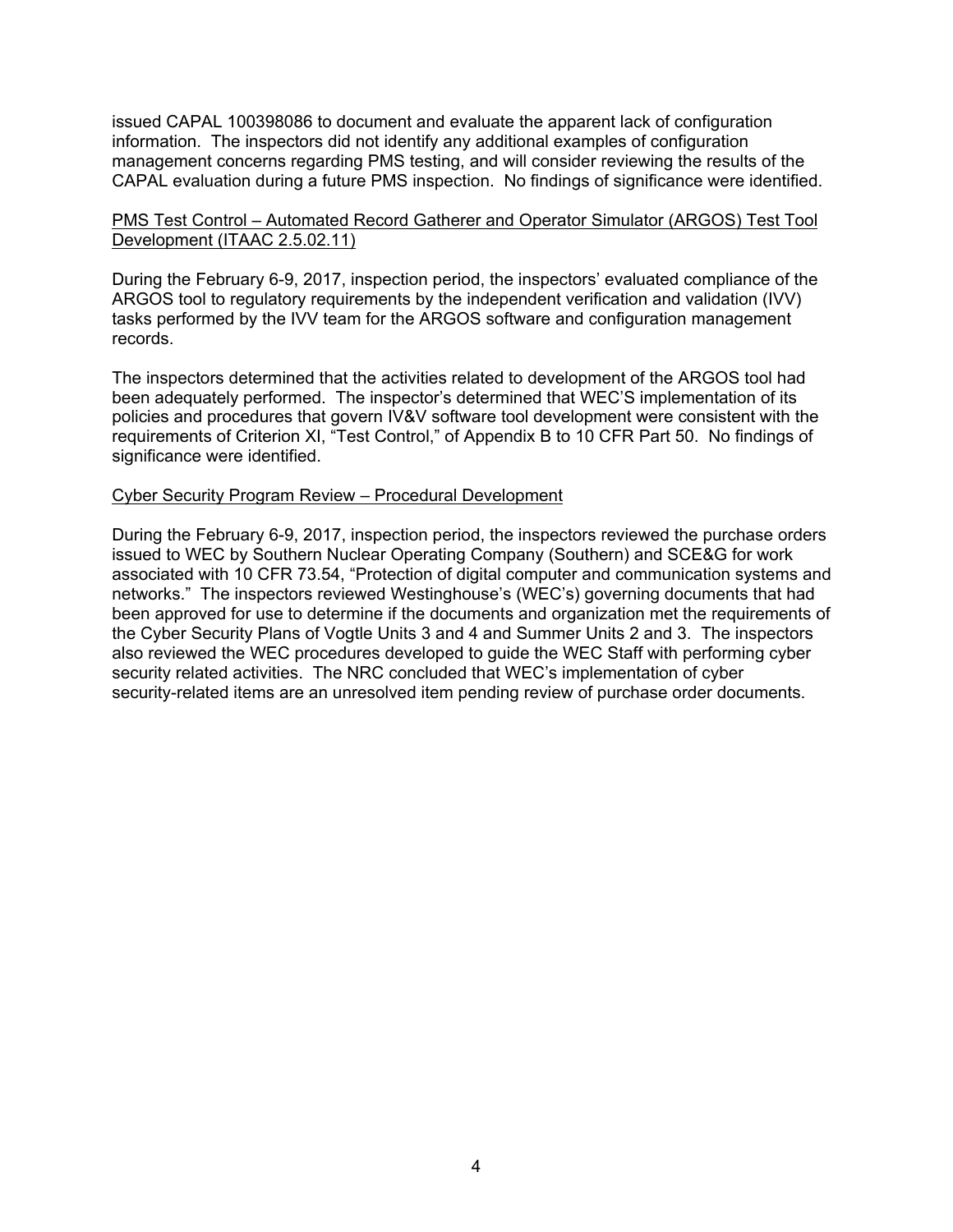issued CAPAL 100398086 to document and evaluate the apparent lack of configuration information. The inspectors did not identify any additional examples of configuration management concerns regarding PMS testing, and will consider reviewing the results of the CAPAL evaluation during a future PMS inspection. No findings of significance were identified.

PMS Test Control – Automated Record Gatherer and Operator Simulator (ARGOS) Test Tool Development (ITAAC 2.5.02.11)

During the February 6-9, 2017, inspection period, the inspectors' evaluated compliance of the ARGOS tool to regulatory requirements by the independent verification and validation (IVV) tasks performed by the IVV team for the ARGOS software and configuration management records.

The inspectors determined that the activities related to development of the ARGOS tool had been adequately performed. The inspector's determined that WEC'S implementation of its policies and procedures that govern IV&V software tool development were consistent with the requirements of Criterion XI, "Test Control," of Appendix B to 10 CFR Part 50. No findings of significance were identified.

Cyber Security Program Review – Procedural Development

During the February 6-9, 2017, inspection period, the inspectors reviewed the purchase orders issued to WEC by Southern Nuclear Operating Company (Southern) and SCE&G for work associated with 10 CFR 73.54, "Protection of digital computer and communication systems and networks." The inspectors reviewed Westinghouse's (WEC's) governing documents that had been approved for use to determine if the documents and organization met the requirements of the Cyber Security Plans of Vogtle Units 3 and 4 and Summer Units 2 and 3. The inspectors also reviewed the WEC procedures developed to guide the WEC Staff with performing cyber security related activities. The NRC concluded that WEC's implementation of cyber security-related items are an unresolved item pending review of purchase order documents.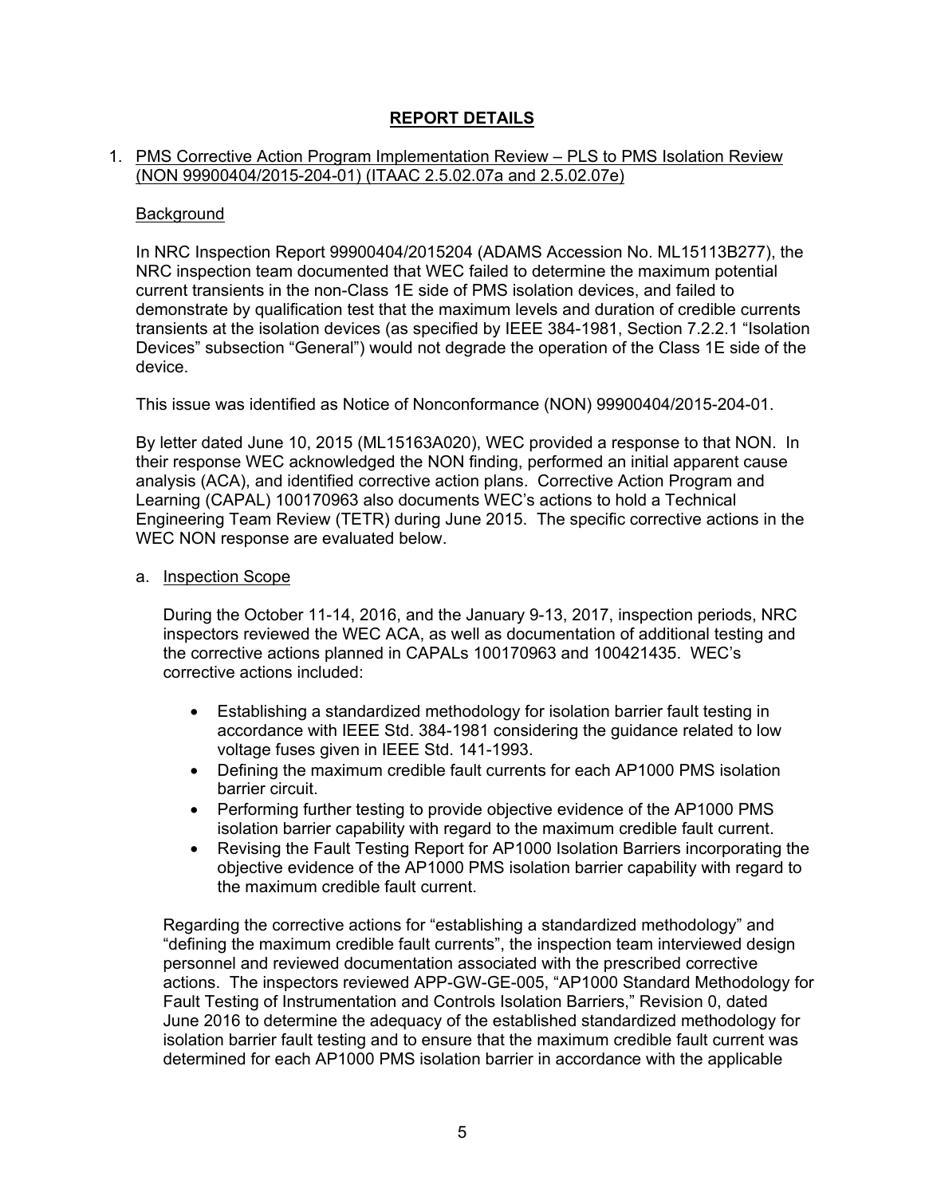## REPORT DETAILS

1. PMS Corrective Action Program Implementation Review – PLS to PMS Isolation Review (NON 99900404/2015-204-01) (ITAAC 2.5.02.07a and 2.5.02.07e)

   Background

   In NRC Inspection Report 99900404/2015204 (ADAMS Accession No. ML15113B277), the NRC inspection team documented that WEC failed to determine the maximum potential current transients in the non-Class 1E side of PMS isolation devices, and failed to demonstrate by qualification test that the maximum levels and duration of credible currents transients at the isolation devices (as specified by IEEE 384-1981, Section 7.2.2.1 "Isolation Devices" subsection "General") would not degrade the operation of the Class 1E side of the device.

   This issue was identified as Notice of Nonconformance (NON) 99900404/2015-204-01.

   By letter dated June 10, 2015 (ML15163A020), WEC provided a response to that NON. In their response WEC acknowledged the NON finding, performed an initial apparent cause analysis (ACA), and identified corrective action plans. Corrective Action Program and Learning (CAPAL) 100170963 also documents WEC's actions to hold a Technical Engineering Team Review (TETR) during June 2015. The specific corrective actions in the WEC NON response are evaluated below.

   a. Inspection Scope

      During the October 11-14, 2016, and the January 9-13, 2017, inspection periods, NRC inspectors reviewed the WEC ACA, as well as documentation of additional testing and the corrective actions planned in CAPALs 100170963 and 100421435. WEC's corrective actions included:

      - Establishing a standardized methodology for isolation barrier fault testing in accordance with IEEE Std. 384-1981 considering the guidance related to low voltage fuses given in IEEE Std. 141-1993.
      - Defining the maximum credible fault currents for each AP1000 PMS isolation barrier circuit.
      - Performing further testing to provide objective evidence of the AP1000 PMS isolation barrier capability with regard to the maximum credible fault current.
      - Revising the Fault Testing Report for AP1000 Isolation Barriers incorporating the objective evidence of the AP1000 PMS isolation barrier capability with regard to the maximum credible fault current.

      Regarding the corrective actions for "establishing a standardized methodology" and "defining the maximum credible fault currents", the inspection team interviewed design personnel and reviewed documentation associated with the prescribed corrective actions. The inspectors reviewed APP-GW-GE-005, "AP1000 Standard Methodology for Fault Testing of Instrumentation and Controls Isolation Barriers," Revision 0, dated June 2016 to determine the adequacy of the established standardized methodology for isolation barrier fault testing and to ensure that the maximum credible fault current was determined for each AP1000 PMS isolation barrier in accordance with the applicable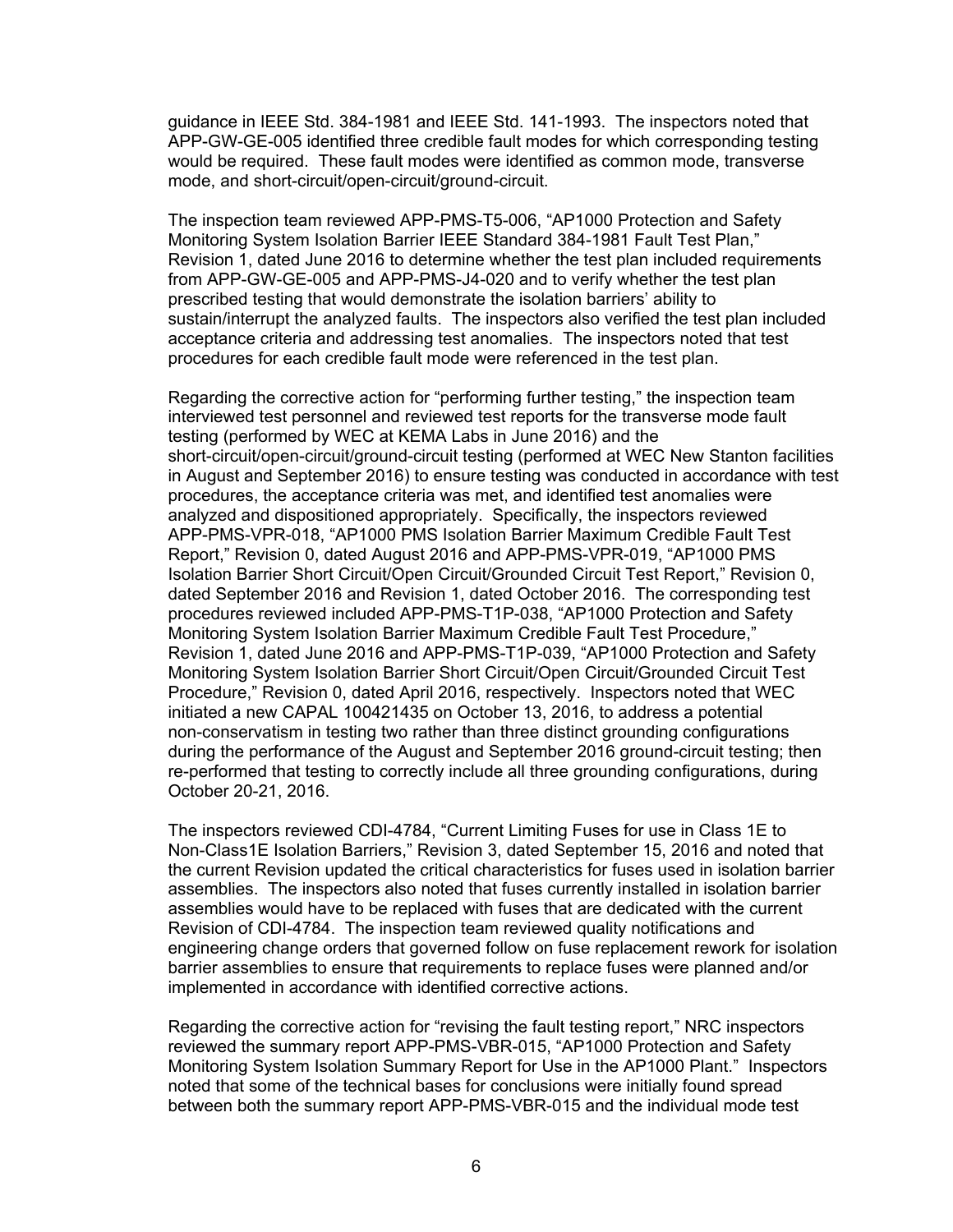guidance in IEEE Std. 384-1981 and IEEE Std. 141-1993. The inspectors noted that APP-GW-GE-005 identified three credible fault modes for which corresponding testing would be required. These fault modes were identified as common mode, transverse mode, and short-circuit/open-circuit/ground-circuit.

The inspection team reviewed APP-PMS-T5-006, "AP1000 Protection and Safety Monitoring System Isolation Barrier IEEE Standard 384-1981 Fault Test Plan," Revision 1, dated June 2016 to determine whether the test plan included requirements from APP-GW-GE-005 and APP-PMS-J4-020 and to verify whether the test plan prescribed testing that would demonstrate the isolation barriers' ability to sustain/interrupt the analyzed faults. The inspectors also verified the test plan included acceptance criteria and addressing test anomalies. The inspectors noted that test procedures for each credible fault mode were referenced in the test plan.

Regarding the corrective action for "performing further testing," the inspection team interviewed test personnel and reviewed test reports for the transverse mode fault testing (performed by WEC at KEMA Labs in June 2016) and the short-circuit/open-circuit/ground-circuit testing (performed at WEC New Stanton facilities in August and September 2016) to ensure testing was conducted in accordance with test procedures, the acceptance criteria was met, and identified test anomalies were analyzed and dispositioned appropriately. Specifically, the inspectors reviewed APP-PMS-VPR-018, "AP1000 PMS Isolation Barrier Maximum Credible Fault Test Report," Revision 0, dated August 2016 and APP-PMS-VPR-019, "AP1000 PMS Isolation Barrier Short Circuit/Open Circuit/Grounded Circuit Test Report," Revision 0, dated September 2016 and Revision 1, dated October 2016. The corresponding test procedures reviewed included APP-PMS-T1P-038, "AP1000 Protection and Safety Monitoring System Isolation Barrier Maximum Credible Fault Test Procedure," Revision 1, dated June 2016 and APP-PMS-T1P-039, "AP1000 Protection and Safety Monitoring System Isolation Barrier Short Circuit/Open Circuit/Grounded Circuit Test Procedure," Revision 0, dated April 2016, respectively. Inspectors noted that WEC initiated a new CAPAL 100421435 on October 13, 2016, to address a potential non-conservatism in testing two rather than three distinct grounding configurations during the performance of the August and September 2016 ground-circuit testing; then re-performed that testing to correctly include all three grounding configurations, during October 20-21, 2016.

The inspectors reviewed CDI-4784, "Current Limiting Fuses for use in Class 1E to Non-Class1E Isolation Barriers," Revision 3, dated September 15, 2016 and noted that the current Revision updated the critical characteristics for fuses used in isolation barrier assemblies. The inspectors also noted that fuses currently installed in isolation barrier assemblies would have to be replaced with fuses that are dedicated with the current Revision of CDI-4784. The inspection team reviewed quality notifications and engineering change orders that governed follow on fuse replacement rework for isolation barrier assemblies to ensure that requirements to replace fuses were planned and/or implemented in accordance with identified corrective actions.

Regarding the corrective action for "revising the fault testing report," NRC inspectors reviewed the summary report APP-PMS-VBR-015, "AP1000 Protection and Safety Monitoring System Isolation Summary Report for Use in the AP1000 Plant." Inspectors noted that some of the technical bases for conclusions were initially found spread between both the summary report APP-PMS-VBR-015 and the individual mode test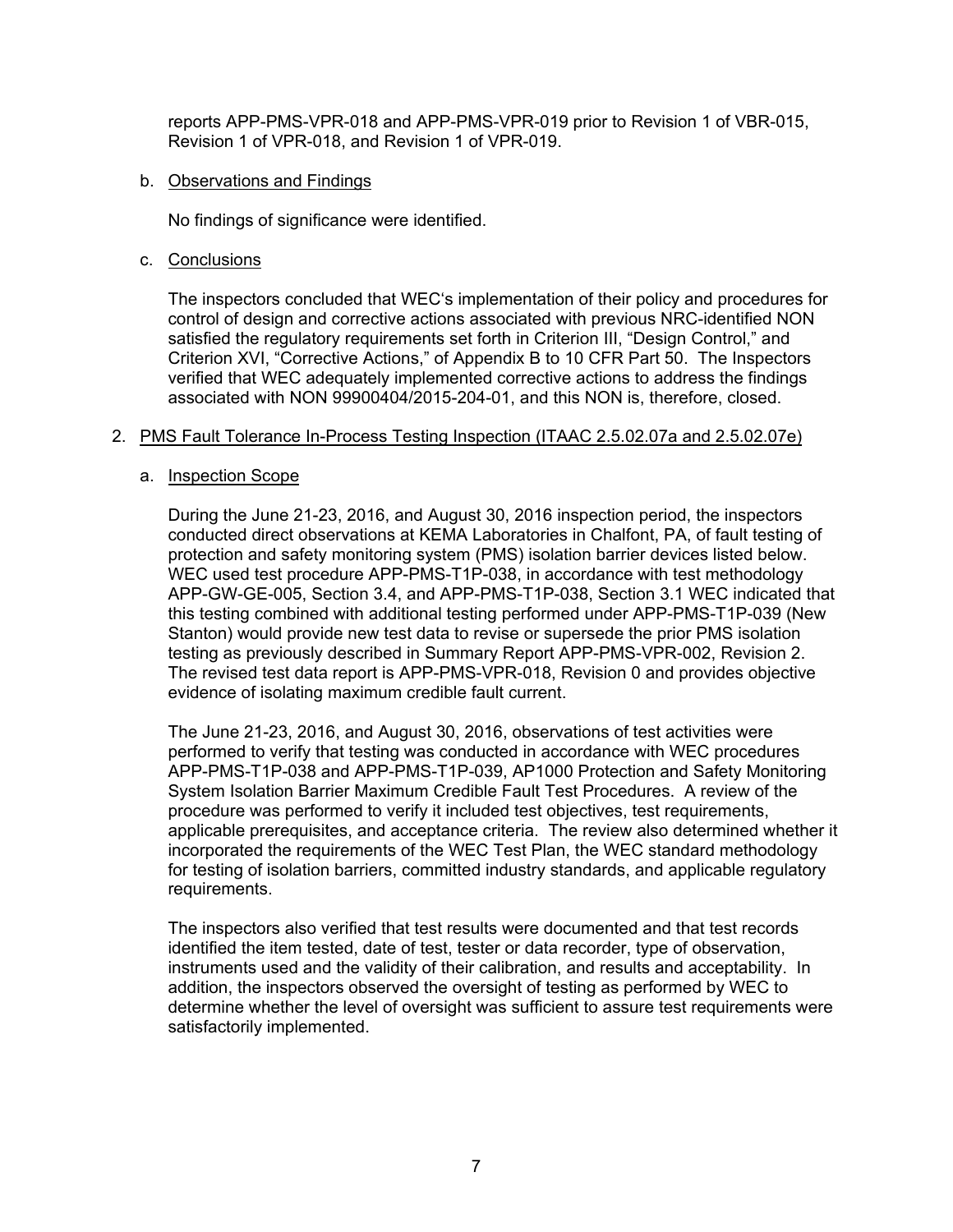reports APP-PMS-VPR-018 and APP-PMS-VPR-019 prior to Revision 1 of VBR-015, Revision 1 of VPR-018, and Revision 1 of VPR-019.

b. Observations and Findings

No findings of significance were identified.

c. Conclusions

The inspectors concluded that WEC's implementation of their policy and procedures for control of design and corrective actions associated with previous NRC-identified NON satisfied the regulatory requirements set forth in Criterion III, "Design Control," and Criterion XVI, "Corrective Actions," of Appendix B to 10 CFR Part 50. The Inspectors verified that WEC adequately implemented corrective actions to address the findings associated with NON 99900404/2015-204-01, and this NON is, therefore, closed.

2. PMS Fault Tolerance In-Process Testing Inspection (ITAAC 2.5.02.07a and 2.5.02.07e)

a. Inspection Scope

During the June 21-23, 2016, and August 30, 2016 inspection period, the inspectors conducted direct observations at KEMA Laboratories in Chalfont, PA, of fault testing of protection and safety monitoring system (PMS) isolation barrier devices listed below. WEC used test procedure APP-PMS-T1P-038, in accordance with test methodology APP-GW-GE-005, Section 3.4, and APP-PMS-T1P-038, Section 3.1 WEC indicated that this testing combined with additional testing performed under APP-PMS-T1P-039 (New Stanton) would provide new test data to revise or supersede the prior PMS isolation testing as previously described in Summary Report APP-PMS-VPR-002, Revision 2. The revised test data report is APP-PMS-VPR-018, Revision 0 and provides objective evidence of isolating maximum credible fault current.

The June 21-23, 2016, and August 30, 2016, observations of test activities were performed to verify that testing was conducted in accordance with WEC procedures APP-PMS-T1P-038 and APP-PMS-T1P-039, AP1000 Protection and Safety Monitoring System Isolation Barrier Maximum Credible Fault Test Procedures. A review of the procedure was performed to verify it included test objectives, test requirements, applicable prerequisites, and acceptance criteria. The review also determined whether it incorporated the requirements of the WEC Test Plan, the WEC standard methodology for testing of isolation barriers, committed industry standards, and applicable regulatory requirements.

The inspectors also verified that test results were documented and that test records identified the item tested, date of test, tester or data recorder, type of observation, instruments used and the validity of their calibration, and results and acceptability. In addition, the inspectors observed the oversight of testing as performed by WEC to determine whether the level of oversight was sufficient to assure test requirements were satisfactorily implemented.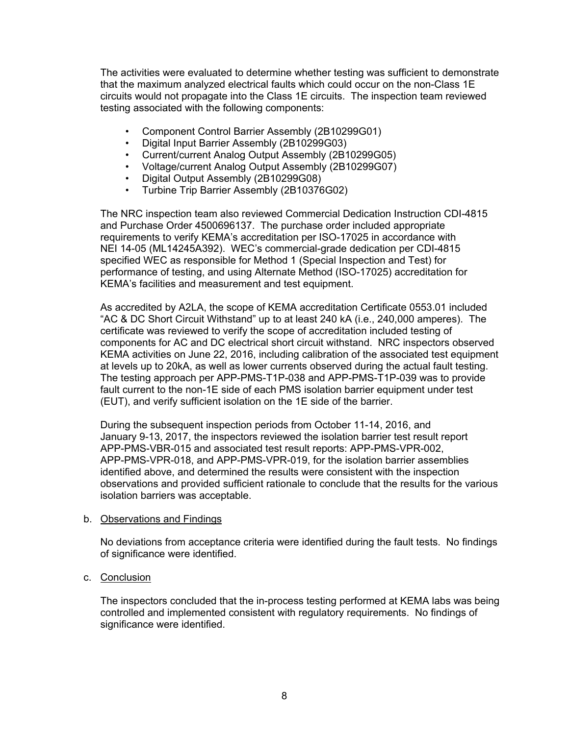The activities were evaluated to determine whether testing was sufficient to demonstrate that the maximum analyzed electrical faults which could occur on the non-Class 1E circuits would not propagate into the Class 1E circuits. The inspection team reviewed testing associated with the following components:

- Component Control Barrier Assembly (2B10299G01)
- Digital Input Barrier Assembly (2B10299G03)
- Current/current Analog Output Assembly (2B10299G05)
- Voltage/current Analog Output Assembly (2B10299G07)
- Digital Output Assembly (2B10299G08)
- Turbine Trip Barrier Assembly (2B10376G02)

The NRC inspection team also reviewed Commercial Dedication Instruction CDI-4815 and Purchase Order 4500696137. The purchase order included appropriate requirements to verify KEMA's accreditation per ISO-17025 in accordance with NEI 14-05 (ML14245A392). WEC's commercial-grade dedication per CDI-4815 specified WEC as responsible for Method 1 (Special Inspection and Test) for performance of testing, and using Alternate Method (ISO-17025) accreditation for KEMA's facilities and measurement and test equipment.

As accredited by A2LA, the scope of KEMA accreditation Certificate 0553.01 included "AC & DC Short Circuit Withstand" up to at least 240 kA (i.e., 240,000 amperes). The certificate was reviewed to verify the scope of accreditation included testing of components for AC and DC electrical short circuit withstand. NRC inspectors observed KEMA activities on June 22, 2016, including calibration of the associated test equipment at levels up to 20kA, as well as lower currents observed during the actual fault testing. The testing approach per APP-PMS-T1P-038 and APP-PMS-T1P-039 was to provide fault current to the non-1E side of each PMS isolation barrier equipment under test (EUT), and verify sufficient isolation on the 1E side of the barrier.

During the subsequent inspection periods from October 11-14, 2016, and January 9-13, 2017, the inspectors reviewed the isolation barrier test result report APP-PMS-VBR-015 and associated test result reports: APP-PMS-VPR-002, APP-PMS-VPR-018, and APP-PMS-VPR-019, for the isolation barrier assemblies identified above, and determined the results were consistent with the inspection observations and provided sufficient rationale to conclude that the results for the various isolation barriers was acceptable.

b. Observations and Findings

No deviations from acceptance criteria were identified during the fault tests. No findings of significance were identified.

c. Conclusion

The inspectors concluded that the in-process testing performed at KEMA labs was being controlled and implemented consistent with regulatory requirements. No findings of significance were identified.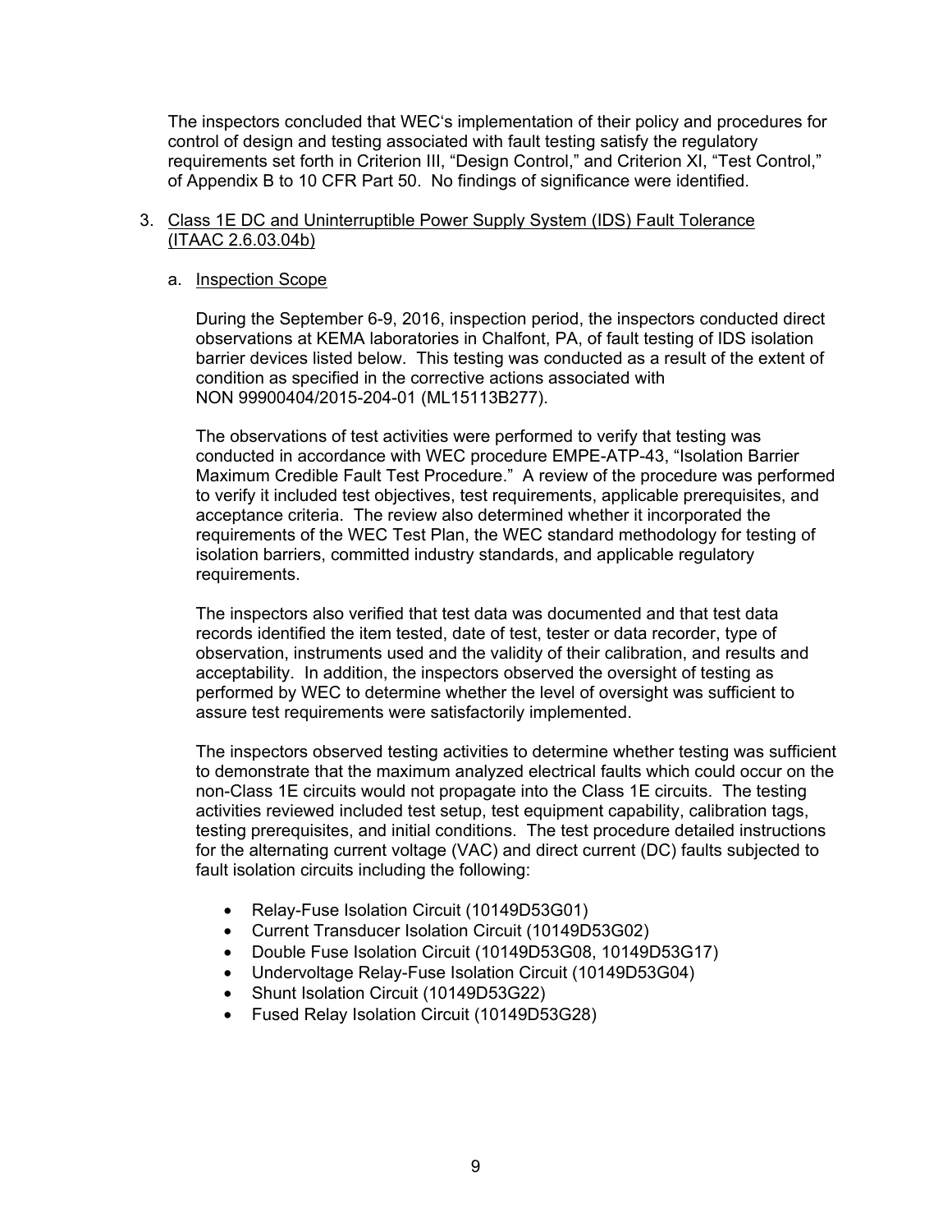The inspectors concluded that WEC's implementation of their policy and procedures for control of design and testing associated with fault testing satisfy the regulatory requirements set forth in Criterion III, "Design Control," and Criterion XI, "Test Control," of Appendix B to 10 CFR Part 50. No findings of significance were identified.

3. Class 1E DC and Uninterruptible Power Supply System (IDS) Fault Tolerance (ITAAC 2.6.03.04b)

   a. Inspection Scope

      During the September 6-9, 2016, inspection period, the inspectors conducted direct observations at KEMA laboratories in Chalfont, PA, of fault testing of IDS isolation barrier devices listed below. This testing was conducted as a result of the extent of condition as specified in the corrective actions associated with NON 99900404/2015-204-01 (ML15113B277).

      The observations of test activities were performed to verify that testing was conducted in accordance with WEC procedure EMPE-ATP-43, "Isolation Barrier Maximum Credible Fault Test Procedure." A review of the procedure was performed to verify it included test objectives, test requirements, applicable prerequisites, and acceptance criteria. The review also determined whether it incorporated the requirements of the WEC Test Plan, the WEC standard methodology for testing of isolation barriers, committed industry standards, and applicable regulatory requirements.

      The inspectors also verified that test data was documented and that test data records identified the item tested, date of test, tester or data recorder, type of observation, instruments used and the validity of their calibration, and results and acceptability. In addition, the inspectors observed the oversight of testing as performed by WEC to determine whether the level of oversight was sufficient to assure test requirements were satisfactorily implemented.

      The inspectors observed testing activities to determine whether testing was sufficient to demonstrate that the maximum analyzed electrical faults which could occur on the non-Class 1E circuits would not propagate into the Class 1E circuits. The testing activities reviewed included test setup, test equipment capability, calibration tags, testing prerequisites, and initial conditions. The test procedure detailed instructions for the alternating current voltage (VAC) and direct current (DC) faults subjected to fault isolation circuits including the following:

      - Relay-Fuse Isolation Circuit (10149D53G01)
      - Current Transducer Isolation Circuit (10149D53G02)
      - Double Fuse Isolation Circuit (10149D53G08, 10149D53G17)
      - Undervoltage Relay-Fuse Isolation Circuit (10149D53G04)
      - Shunt Isolation Circuit (10149D53G22)
      - Fused Relay Isolation Circuit (10149D53G28)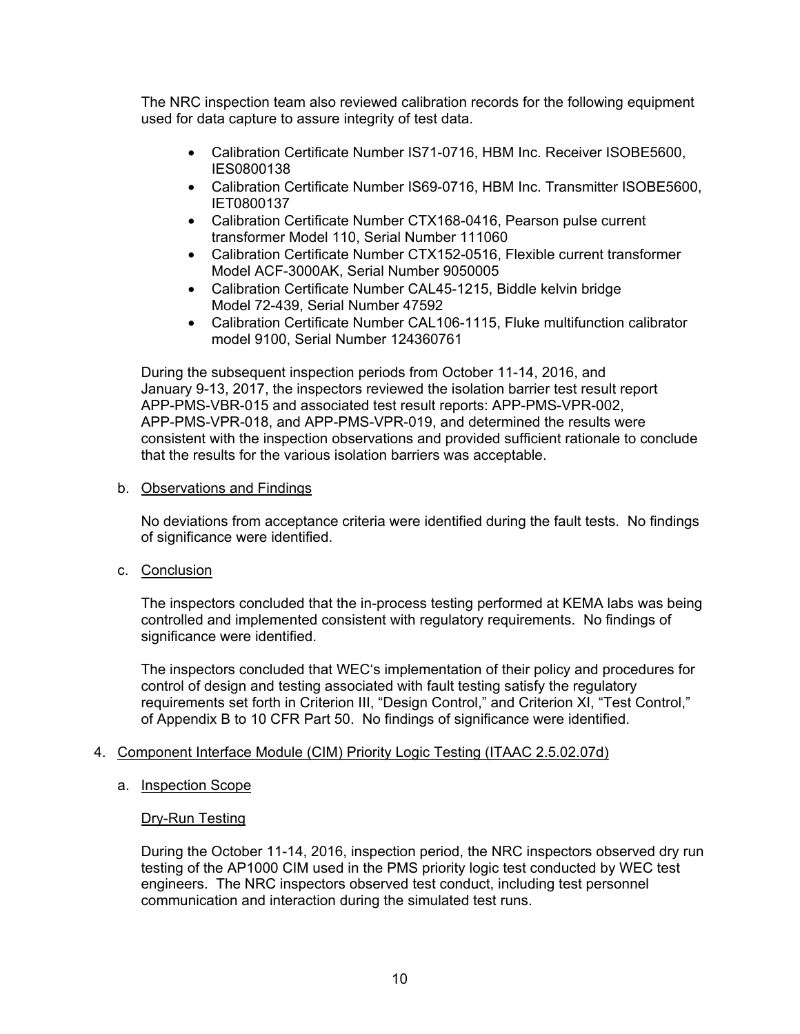The NRC inspection team also reviewed calibration records for the following equipment used for data capture to assure integrity of test data.

- Calibration Certificate Number IS71-0716, HBM Inc. Receiver ISOBE5600, IES0800138
- Calibration Certificate Number IS69-0716, HBM Inc. Transmitter ISOBE5600, IET0800137
- Calibration Certificate Number CTX168-0416, Pearson pulse current transformer Model 110, Serial Number 111060
- Calibration Certificate Number CTX152-0516, Flexible current transformer Model ACF-3000AK, Serial Number 9050005
- Calibration Certificate Number CAL45-1215, Biddle kelvin bridge Model 72-439, Serial Number 47592
- Calibration Certificate Number CAL106-1115, Fluke multifunction calibrator model 9100, Serial Number 124360761

During the subsequent inspection periods from October 11-14, 2016, and January 9-13, 2017, the inspectors reviewed the isolation barrier test result report APP-PMS-VBR-015 and associated test result reports: APP-PMS-VPR-002, APP-PMS-VPR-018, and APP-PMS-VPR-019, and determined the results were consistent with the inspection observations and provided sufficient rationale to conclude that the results for the various isolation barriers was acceptable.

b. Observations and Findings

No deviations from acceptance criteria were identified during the fault tests. No findings of significance were identified.

c. Conclusion

The inspectors concluded that the in-process testing performed at KEMA labs was being controlled and implemented consistent with regulatory requirements. No findings of significance were identified.

The inspectors concluded that WEC's implementation of their policy and procedures for control of design and testing associated with fault testing satisfy the regulatory requirements set forth in Criterion III, "Design Control," and Criterion XI, "Test Control," of Appendix B to 10 CFR Part 50. No findings of significance were identified.

4. Component Interface Module (CIM) Priority Logic Testing (ITAAC 2.5.02.07d)

a. Inspection Scope

Dry-Run Testing

During the October 11-14, 2016, inspection period, the NRC inspectors observed dry run testing of the AP1000 CIM used in the PMS priority logic test conducted by WEC test engineers. The NRC inspectors observed test conduct, including test personnel communication and interaction during the simulated test runs.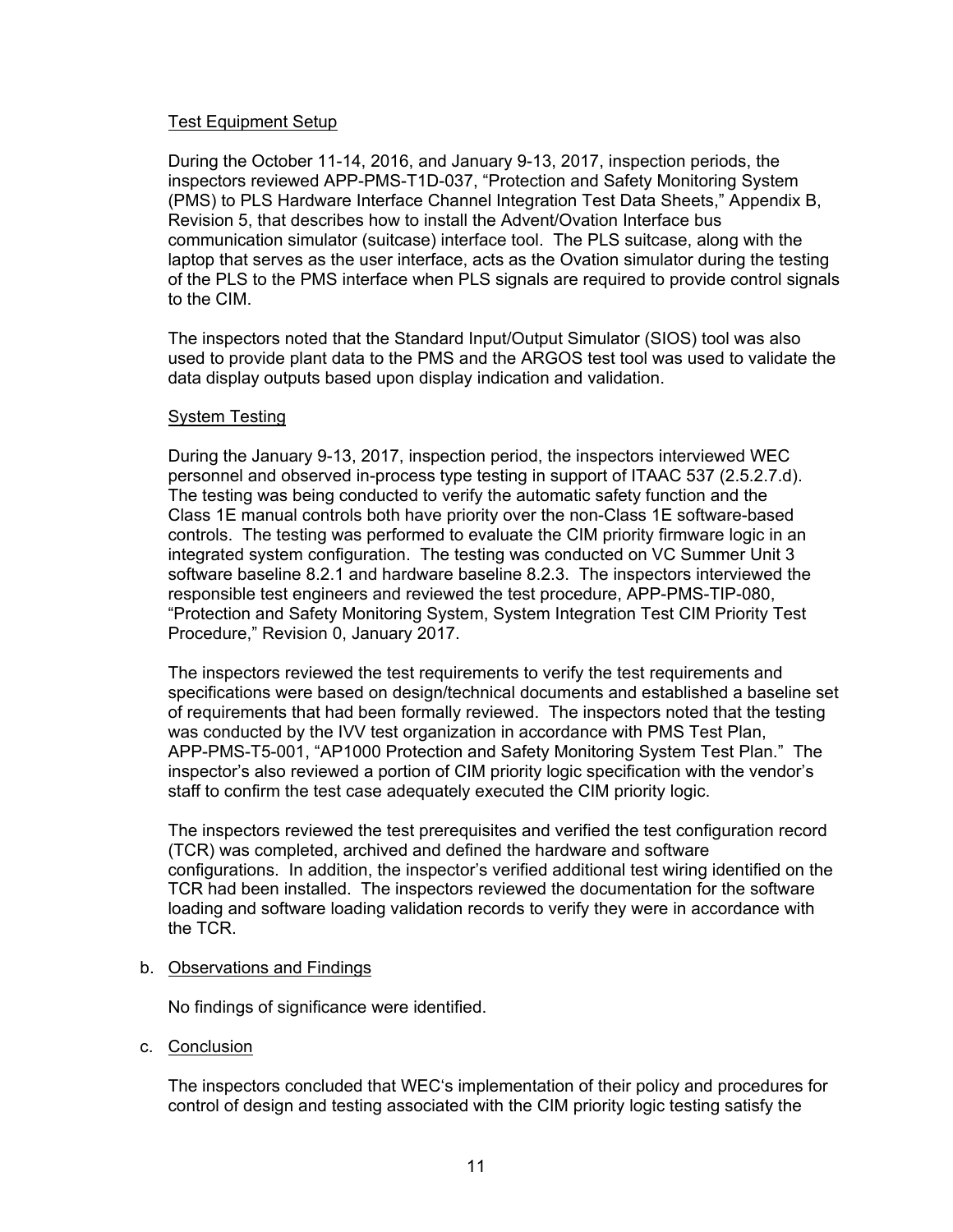Test Equipment Setup

During the October 11-14, 2016, and January 9-13, 2017, inspection periods, the inspectors reviewed APP-PMS-T1D-037, "Protection and Safety Monitoring System (PMS) to PLS Hardware Interface Channel Integration Test Data Sheets," Appendix B, Revision 5, that describes how to install the Advent/Ovation Interface bus communication simulator (suitcase) interface tool. The PLS suitcase, along with the laptop that serves as the user interface, acts as the Ovation simulator during the testing of the PLS to the PMS interface when PLS signals are required to provide control signals to the CIM.

The inspectors noted that the Standard Input/Output Simulator (SIOS) tool was also used to provide plant data to the PMS and the ARGOS test tool was used to validate the data display outputs based upon display indication and validation.

System Testing

During the January 9-13, 2017, inspection period, the inspectors interviewed WEC personnel and observed in-process type testing in support of ITAAC 537 (2.5.2.7.d). The testing was being conducted to verify the automatic safety function and the Class 1E manual controls both have priority over the non-Class 1E software-based controls. The testing was performed to evaluate the CIM priority firmware logic in an integrated system configuration. The testing was conducted on VC Summer Unit 3 software baseline 8.2.1 and hardware baseline 8.2.3. The inspectors interviewed the responsible test engineers and reviewed the test procedure, APP-PMS-TIP-080, "Protection and Safety Monitoring System, System Integration Test CIM Priority Test Procedure," Revision 0, January 2017.

The inspectors reviewed the test requirements to verify the test requirements and specifications were based on design/technical documents and established a baseline set of requirements that had been formally reviewed. The inspectors noted that the testing was conducted by the IVV test organization in accordance with PMS Test Plan, APP-PMS-T5-001, "AP1000 Protection and Safety Monitoring System Test Plan." The inspector's also reviewed a portion of CIM priority logic specification with the vendor's staff to confirm the test case adequately executed the CIM priority logic.

The inspectors reviewed the test prerequisites and verified the test configuration record (TCR) was completed, archived and defined the hardware and software configurations. In addition, the inspector's verified additional test wiring identified on the TCR had been installed. The inspectors reviewed the documentation for the software loading and software loading validation records to verify they were in accordance with the TCR.

b. Observations and Findings

No findings of significance were identified.

c. Conclusion

The inspectors concluded that WEC's implementation of their policy and procedures for control of design and testing associated with the CIM priority logic testing satisfy the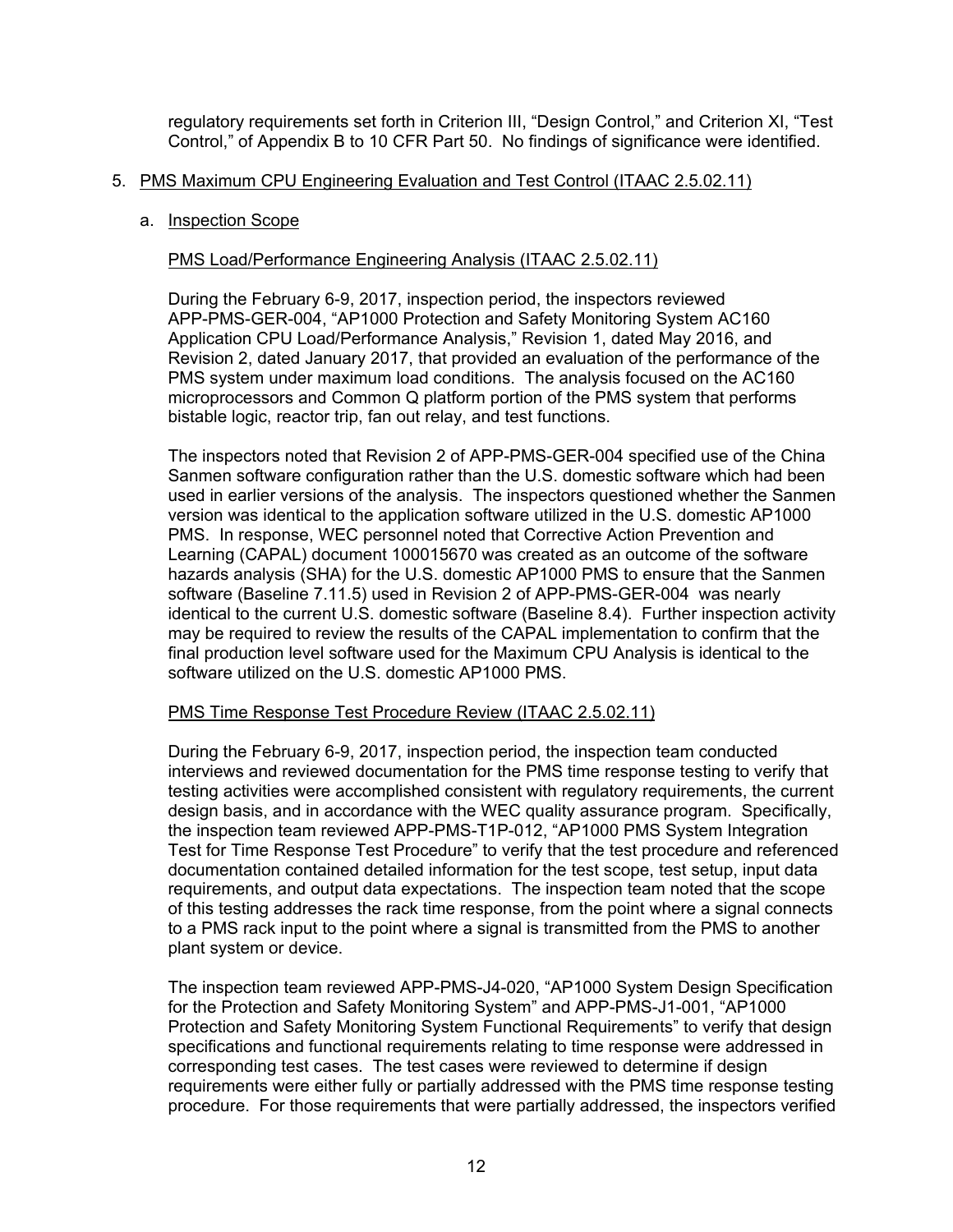regulatory requirements set forth in Criterion III, “Design Control,” and Criterion XI, “Test Control,” of Appendix B to 10 CFR Part 50. No findings of significance were identified.

5. PMS Maximum CPU Engineering Evaluation and Test Control (ITAAC 2.5.02.11)

   a. Inspection Scope

      PMS Load/Performance Engineering Analysis (ITAAC 2.5.02.11)

      During the February 6-9, 2017, inspection period, the inspectors reviewed APP-PMS-GER-004, “AP1000 Protection and Safety Monitoring System AC160 Application CPU Load/Performance Analysis,” Revision 1, dated May 2016, and Revision 2, dated January 2017, that provided an evaluation of the performance of the PMS system under maximum load conditions. The analysis focused on the AC160 microprocessors and Common Q platform portion of the PMS system that performs bistable logic, reactor trip, fan out relay, and test functions.

      The inspectors noted that Revision 2 of APP-PMS-GER-004 specified use of the China Sanmen software configuration rather than the U.S. domestic software which had been used in earlier versions of the analysis. The inspectors questioned whether the Sanmen version was identical to the application software utilized in the U.S. domestic AP1000 PMS. In response, WEC personnel noted that Corrective Action Prevention and Learning (CAPAL) document 100015670 was created as an outcome of the software hazards analysis (SHA) for the U.S. domestic AP1000 PMS to ensure that the Sanmen software (Baseline 7.11.5) used in Revision 2 of APP-PMS-GER-004 was nearly identical to the current U.S. domestic software (Baseline 8.4). Further inspection activity may be required to review the results of the CAPAL implementation to confirm that the final production level software used for the Maximum CPU Analysis is identical to the software utilized on the U.S. domestic AP1000 PMS.

      PMS Time Response Test Procedure Review (ITAAC 2.5.02.11)

      During the February 6-9, 2017, inspection period, the inspection team conducted interviews and reviewed documentation for the PMS time response testing to verify that testing activities were accomplished consistent with regulatory requirements, the current design basis, and in accordance with the WEC quality assurance program. Specifically, the inspection team reviewed APP-PMS-T1P-012, “AP1000 PMS System Integration Test for Time Response Test Procedure” to verify that the test procedure and referenced documentation contained detailed information for the test scope, test setup, input data requirements, and output data expectations. The inspection team noted that the scope of this testing addresses the rack time response, from the point where a signal connects to a PMS rack input to the point where a signal is transmitted from the PMS to another plant system or device.

      The inspection team reviewed APP-PMS-J4-020, “AP1000 System Design Specification for the Protection and Safety Monitoring System” and APP-PMS-J1-001, “AP1000 Protection and Safety Monitoring System Functional Requirements” to verify that design specifications and functional requirements relating to time response were addressed in corresponding test cases. The test cases were reviewed to determine if design requirements were either fully or partially addressed with the PMS time response testing procedure. For those requirements that were partially addressed, the inspectors verified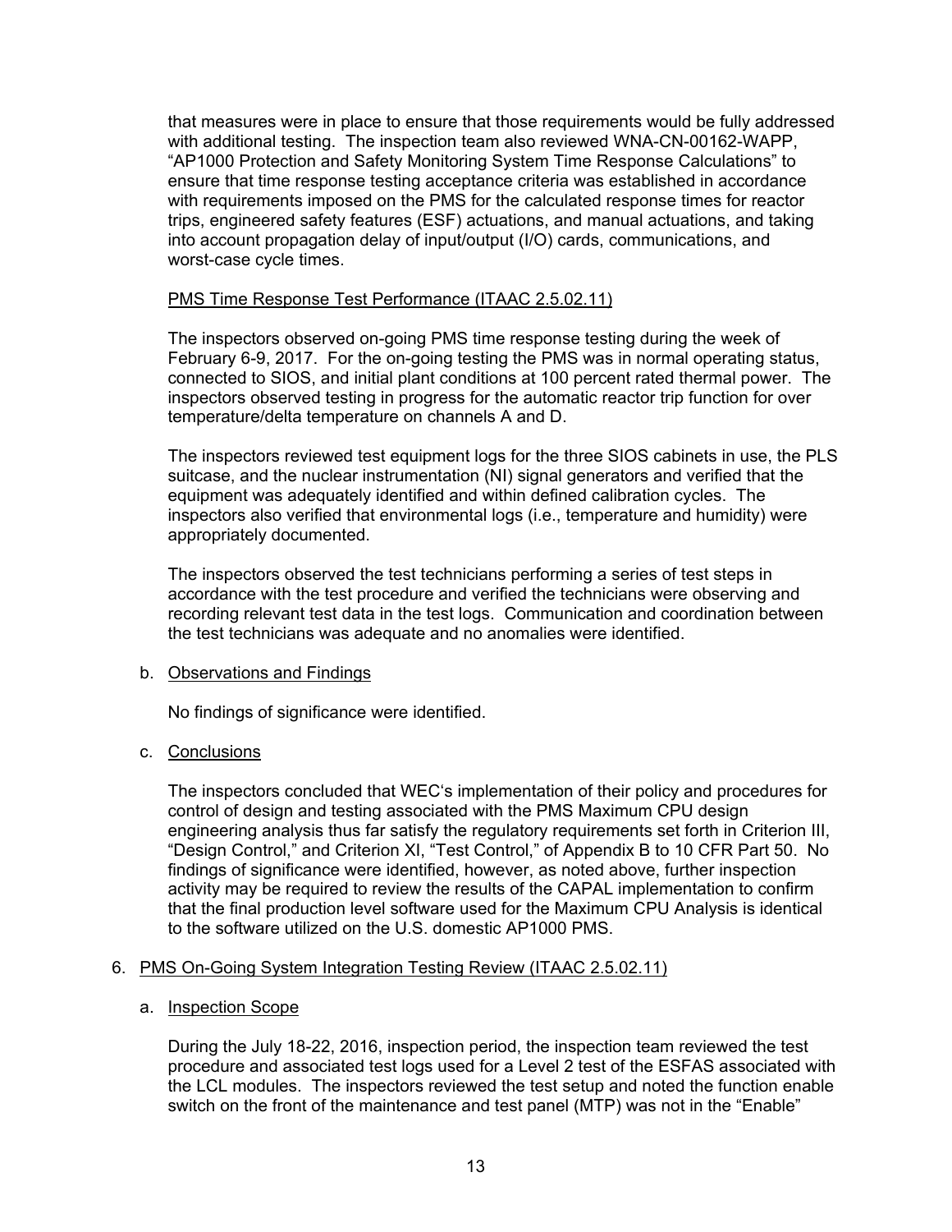that measures were in place to ensure that those requirements would be fully addressed with additional testing. The inspection team also reviewed WNA-CN-00162-WAPP, "AP1000 Protection and Safety Monitoring System Time Response Calculations" to ensure that time response testing acceptance criteria was established in accordance with requirements imposed on the PMS for the calculated response times for reactor trips, engineered safety features (ESF) actuations, and manual actuations, and taking into account propagation delay of input/output (I/O) cards, communications, and worst-case cycle times.

PMS Time Response Test Performance (ITAAC 2.5.02.11)

The inspectors observed on-going PMS time response testing during the week of February 6-9, 2017. For the on-going testing the PMS was in normal operating status, connected to SIOS, and initial plant conditions at 100 percent rated thermal power. The inspectors observed testing in progress for the automatic reactor trip function for over temperature/delta temperature on channels A and D.

The inspectors reviewed test equipment logs for the three SIOS cabinets in use, the PLS suitcase, and the nuclear instrumentation (NI) signal generators and verified that the equipment was adequately identified and within defined calibration cycles. The inspectors also verified that environmental logs (i.e., temperature and humidity) were appropriately documented.

The inspectors observed the test technicians performing a series of test steps in accordance with the test procedure and verified the technicians were observing and recording relevant test data in the test logs. Communication and coordination between the test technicians was adequate and no anomalies were identified.

b. Observations and Findings

No findings of significance were identified.

c. Conclusions

The inspectors concluded that WEC's implementation of their policy and procedures for control of design and testing associated with the PMS Maximum CPU design engineering analysis thus far satisfy the regulatory requirements set forth in Criterion III, "Design Control," and Criterion XI, "Test Control," of Appendix B to 10 CFR Part 50. No findings of significance were identified, however, as noted above, further inspection activity may be required to review the results of the CAPAL implementation to confirm that the final production level software used for the Maximum CPU Analysis is identical to the software utilized on the U.S. domestic AP1000 PMS.

6. PMS On-Going System Integration Testing Review (ITAAC 2.5.02.11)

a. Inspection Scope

During the July 18-22, 2016, inspection period, the inspection team reviewed the test procedure and associated test logs used for a Level 2 test of the ESFAS associated with the LCL modules. The inspectors reviewed the test setup and noted the function enable switch on the front of the maintenance and test panel (MTP) was not in the "Enable"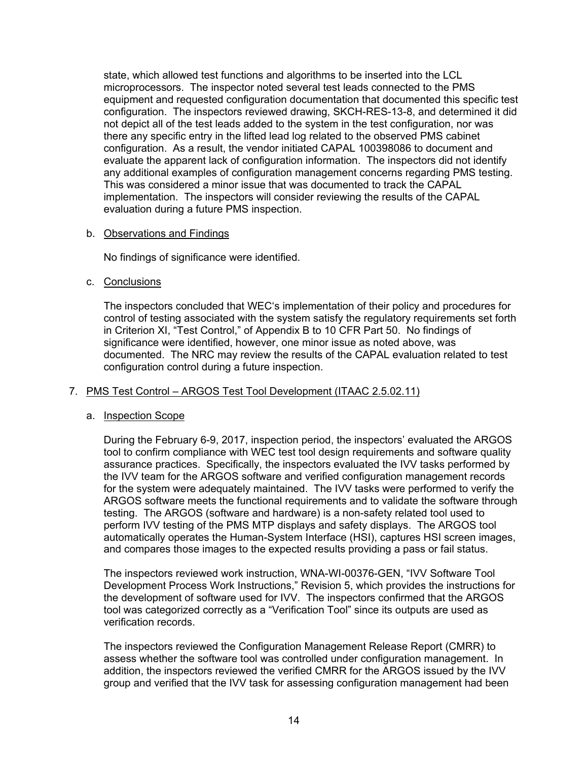state, which allowed test functions and algorithms to be inserted into the LCL microprocessors. The inspector noted several test leads connected to the PMS equipment and requested configuration documentation that documented this specific test configuration. The inspectors reviewed drawing, SKCH-RES-13-8, and determined it did not depict all of the test leads added to the system in the test configuration, nor was there any specific entry in the lifted lead log related to the observed PMS cabinet configuration. As a result, the vendor initiated CAPAL 100398086 to document and evaluate the apparent lack of configuration information. The inspectors did not identify any additional examples of configuration management concerns regarding PMS testing. This was considered a minor issue that was documented to track the CAPAL implementation. The inspectors will consider reviewing the results of the CAPAL evaluation during a future PMS inspection.

b. Observations and Findings

No findings of significance were identified.

c. Conclusions

The inspectors concluded that WEC's implementation of their policy and procedures for control of testing associated with the system satisfy the regulatory requirements set forth in Criterion XI, "Test Control," of Appendix B to 10 CFR Part 50. No findings of significance were identified, however, one minor issue as noted above, was documented. The NRC may review the results of the CAPAL evaluation related to test configuration control during a future inspection.

7. PMS Test Control – ARGOS Test Tool Development (ITAAC 2.5.02.11)

a. Inspection Scope

During the February 6-9, 2017, inspection period, the inspectors' evaluated the ARGOS tool to confirm compliance with WEC test tool design requirements and software quality assurance practices. Specifically, the inspectors evaluated the IVV tasks performed by the IVV team for the ARGOS software and verified configuration management records for the system were adequately maintained. The IVV tasks were performed to verify the ARGOS software meets the functional requirements and to validate the software through testing. The ARGOS (software and hardware) is a non-safety related tool used to perform IVV testing of the PMS MTP displays and safety displays. The ARGOS tool automatically operates the Human-System Interface (HSI), captures HSI screen images, and compares those images to the expected results providing a pass or fail status.

The inspectors reviewed work instruction, WNA-WI-00376-GEN, "IVV Software Tool Development Process Work Instructions," Revision 5, which provides the instructions for the development of software used for IVV. The inspectors confirmed that the ARGOS tool was categorized correctly as a "Verification Tool" since its outputs are used as verification records.

The inspectors reviewed the Configuration Management Release Report (CMRR) to assess whether the software tool was controlled under configuration management. In addition, the inspectors reviewed the verified CMRR for the ARGOS issued by the IVV group and verified that the IVV task for assessing configuration management had been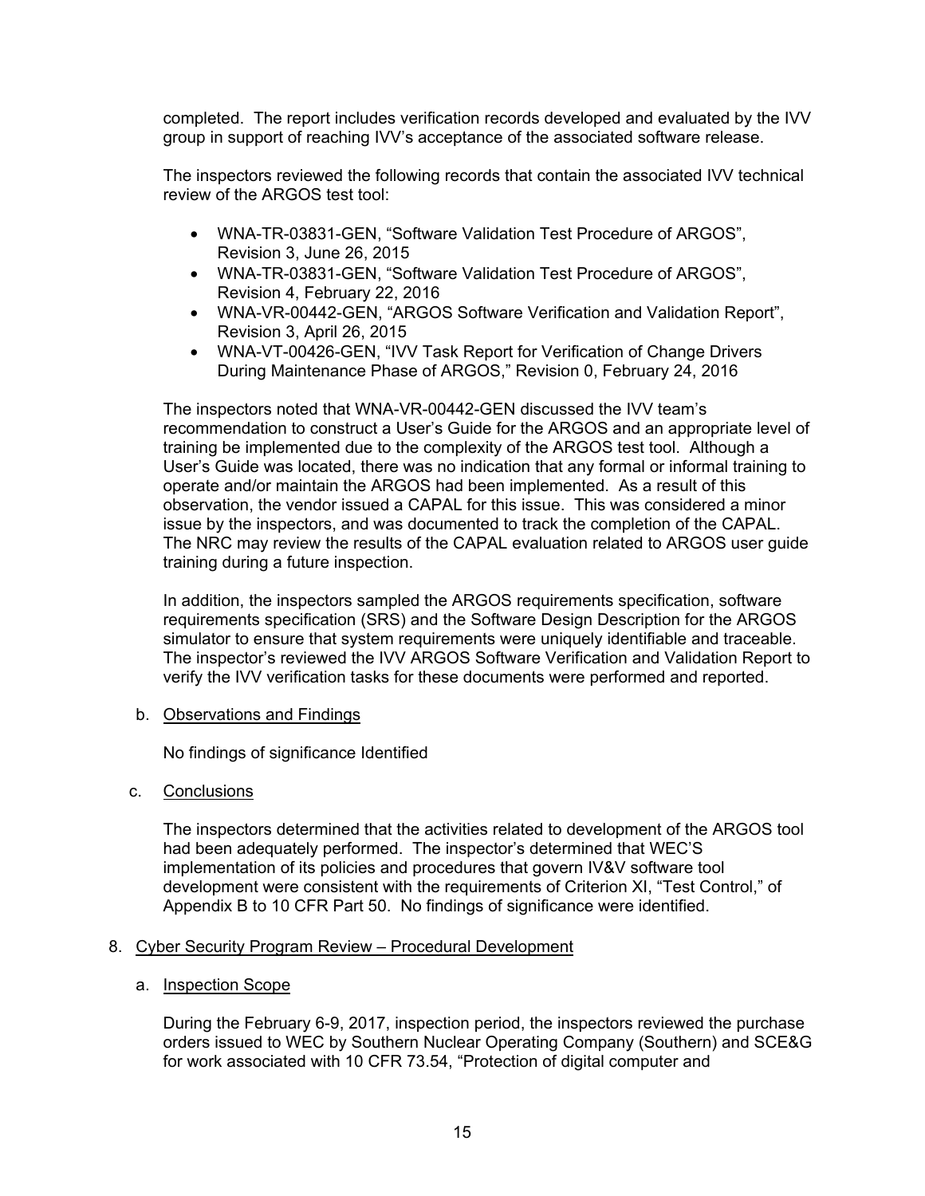completed. The report includes verification records developed and evaluated by the IVV group in support of reaching IVV's acceptance of the associated software release.

The inspectors reviewed the following records that contain the associated IVV technical review of the ARGOS test tool:

- WNA-TR-03831-GEN, "Software Validation Test Procedure of ARGOS", Revision 3, June 26, 2015
- WNA-TR-03831-GEN, "Software Validation Test Procedure of ARGOS", Revision 4, February 22, 2016
- WNA-VR-00442-GEN, "ARGOS Software Verification and Validation Report", Revision 3, April 26, 2015
- WNA-VT-00426-GEN, "IVV Task Report for Verification of Change Drivers During Maintenance Phase of ARGOS," Revision 0, February 24, 2016

The inspectors noted that WNA-VR-00442-GEN discussed the IVV team's recommendation to construct a User's Guide for the ARGOS and an appropriate level of training be implemented due to the complexity of the ARGOS test tool. Although a User's Guide was located, there was no indication that any formal or informal training to operate and/or maintain the ARGOS had been implemented. As a result of this observation, the vendor issued a CAPAL for this issue. This was considered a minor issue by the inspectors, and was documented to track the completion of the CAPAL. The NRC may review the results of the CAPAL evaluation related to ARGOS user guide training during a future inspection.

In addition, the inspectors sampled the ARGOS requirements specification, software requirements specification (SRS) and the Software Design Description for the ARGOS simulator to ensure that system requirements were uniquely identifiable and traceable. The inspector's reviewed the IVV ARGOS Software Verification and Validation Report to verify the IVV verification tasks for these documents were performed and reported.

b. Observations and Findings

No findings of significance Identified

c. Conclusions

The inspectors determined that the activities related to development of the ARGOS tool had been adequately performed. The inspector's determined that WEC'S implementation of its policies and procedures that govern IV&V software tool development were consistent with the requirements of Criterion XI, "Test Control," of Appendix B to 10 CFR Part 50. No findings of significance were identified.

8. Cyber Security Program Review – Procedural Development

a. Inspection Scope

During the February 6-9, 2017, inspection period, the inspectors reviewed the purchase orders issued to WEC by Southern Nuclear Operating Company (Southern) and SCE&G for work associated with 10 CFR 73.54, "Protection of digital computer and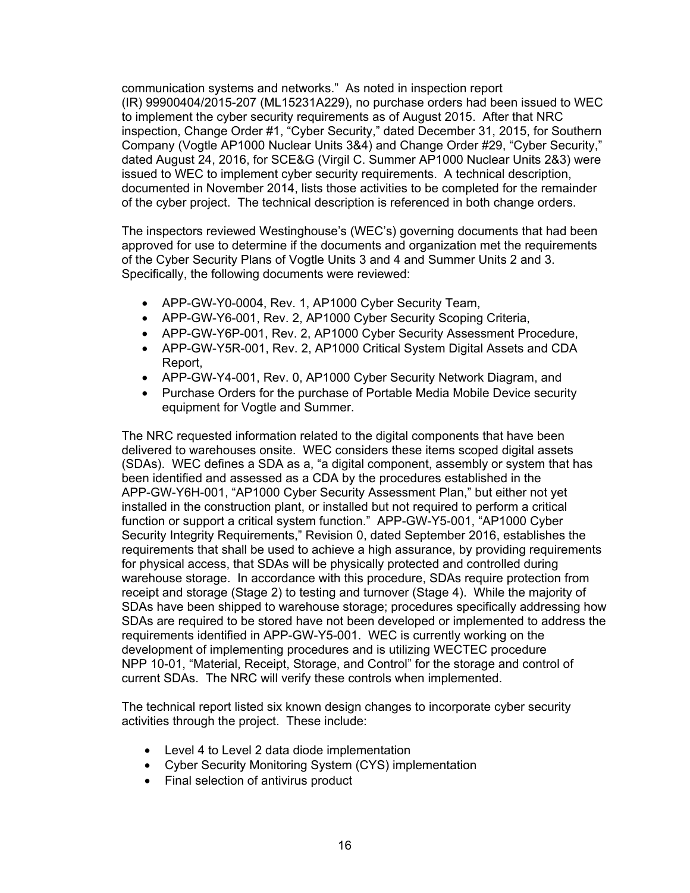communication systems and networks." As noted in inspection report (IR) 99900404/2015-207 (ML15231A229), no purchase orders had been issued to WEC to implement the cyber security requirements as of August 2015. After that NRC inspection, Change Order #1, "Cyber Security," dated December 31, 2015, for Southern Company (Vogtle AP1000 Nuclear Units 3&4) and Change Order #29, "Cyber Security," dated August 24, 2016, for SCE&G (Virgil C. Summer AP1000 Nuclear Units 2&3) were issued to WEC to implement cyber security requirements. A technical description, documented in November 2014, lists those activities to be completed for the remainder of the cyber project. The technical description is referenced in both change orders.

The inspectors reviewed Westinghouse's (WEC's) governing documents that had been approved for use to determine if the documents and organization met the requirements of the Cyber Security Plans of Vogtle Units 3 and 4 and Summer Units 2 and 3. Specifically, the following documents were reviewed:

- APP-GW-Y0-0004, Rev. 1, AP1000 Cyber Security Team,
- APP-GW-Y6-001, Rev. 2, AP1000 Cyber Security Scoping Criteria,
- APP-GW-Y6P-001, Rev. 2, AP1000 Cyber Security Assessment Procedure,
- APP-GW-Y5R-001, Rev. 2, AP1000 Critical System Digital Assets and CDA Report,
- APP-GW-Y4-001, Rev. 0, AP1000 Cyber Security Network Diagram, and
- Purchase Orders for the purchase of Portable Media Mobile Device security equipment for Vogtle and Summer.

The NRC requested information related to the digital components that have been delivered to warehouses onsite. WEC considers these items scoped digital assets (SDAs). WEC defines a SDA as a, "a digital component, assembly or system that has been identified and assessed as a CDA by the procedures established in the APP-GW-Y6H-001, "AP1000 Cyber Security Assessment Plan," but either not yet installed in the construction plant, or installed but not required to perform a critical function or support a critical system function." APP-GW-Y5-001, "AP1000 Cyber Security Integrity Requirements," Revision 0, dated September 2016, establishes the requirements that shall be used to achieve a high assurance, by providing requirements for physical access, that SDAs will be physically protected and controlled during warehouse storage. In accordance with this procedure, SDAs require protection from receipt and storage (Stage 2) to testing and turnover (Stage 4). While the majority of SDAs have been shipped to warehouse storage; procedures specifically addressing how SDAs are required to be stored have not been developed or implemented to address the requirements identified in APP-GW-Y5-001. WEC is currently working on the development of implementing procedures and is utilizing WECTEC procedure NPP 10-01, "Material, Receipt, Storage, and Control" for the storage and control of current SDAs. The NRC will verify these controls when implemented.

The technical report listed six known design changes to incorporate cyber security activities through the project. These include:

- Level 4 to Level 2 data diode implementation
- Cyber Security Monitoring System (CYS) implementation
- Final selection of antivirus product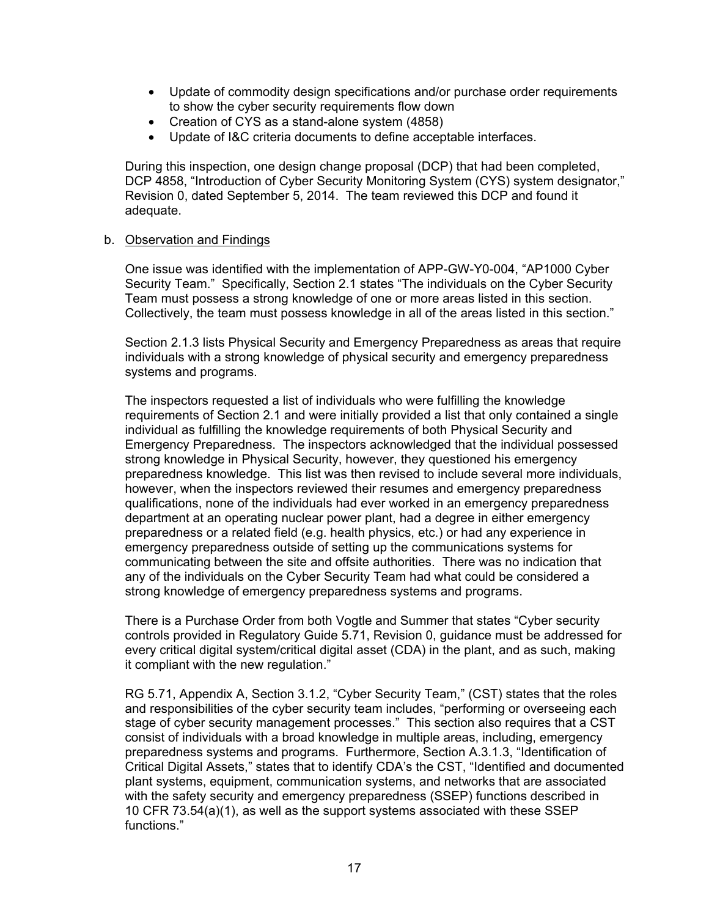- Update of commodity design specifications and/or purchase order requirements to show the cyber security requirements flow down
- Creation of CYS as a stand-alone system (4858)
- Update of I&C criteria documents to define acceptable interfaces.

During this inspection, one design change proposal (DCP) that had been completed, DCP 4858, "Introduction of Cyber Security Monitoring System (CYS) system designator," Revision 0, dated September 5, 2014. The team reviewed this DCP and found it adequate.

b. Observation and Findings

One issue was identified with the implementation of APP-GW-Y0-004, "AP1000 Cyber Security Team." Specifically, Section 2.1 states "The individuals on the Cyber Security Team must possess a strong knowledge of one or more areas listed in this section. Collectively, the team must possess knowledge in all of the areas listed in this section."

Section 2.1.3 lists Physical Security and Emergency Preparedness as areas that require individuals with a strong knowledge of physical security and emergency preparedness systems and programs.

The inspectors requested a list of individuals who were fulfilling the knowledge requirements of Section 2.1 and were initially provided a list that only contained a single individual as fulfilling the knowledge requirements of both Physical Security and Emergency Preparedness. The inspectors acknowledged that the individual possessed strong knowledge in Physical Security, however, they questioned his emergency preparedness knowledge. This list was then revised to include several more individuals, however, when the inspectors reviewed their resumes and emergency preparedness qualifications, none of the individuals had ever worked in an emergency preparedness department at an operating nuclear power plant, had a degree in either emergency preparedness or a related field (e.g. health physics, etc.) or had any experience in emergency preparedness outside of setting up the communications systems for communicating between the site and offsite authorities. There was no indication that any of the individuals on the Cyber Security Team had what could be considered a strong knowledge of emergency preparedness systems and programs.

There is a Purchase Order from both Vogtle and Summer that states "Cyber security controls provided in Regulatory Guide 5.71, Revision 0, guidance must be addressed for every critical digital system/critical digital asset (CDA) in the plant, and as such, making it compliant with the new regulation."

RG 5.71, Appendix A, Section 3.1.2, "Cyber Security Team," (CST) states that the roles and responsibilities of the cyber security team includes, "performing or overseeing each stage of cyber security management processes." This section also requires that a CST consist of individuals with a broad knowledge in multiple areas, including, emergency preparedness systems and programs. Furthermore, Section A.3.1.3, "Identification of Critical Digital Assets," states that to identify CDA's the CST, "Identified and documented plant systems, equipment, communication systems, and networks that are associated with the safety security and emergency preparedness (SSEP) functions described in 10 CFR 73.54(a)(1), as well as the support systems associated with these SSEP functions."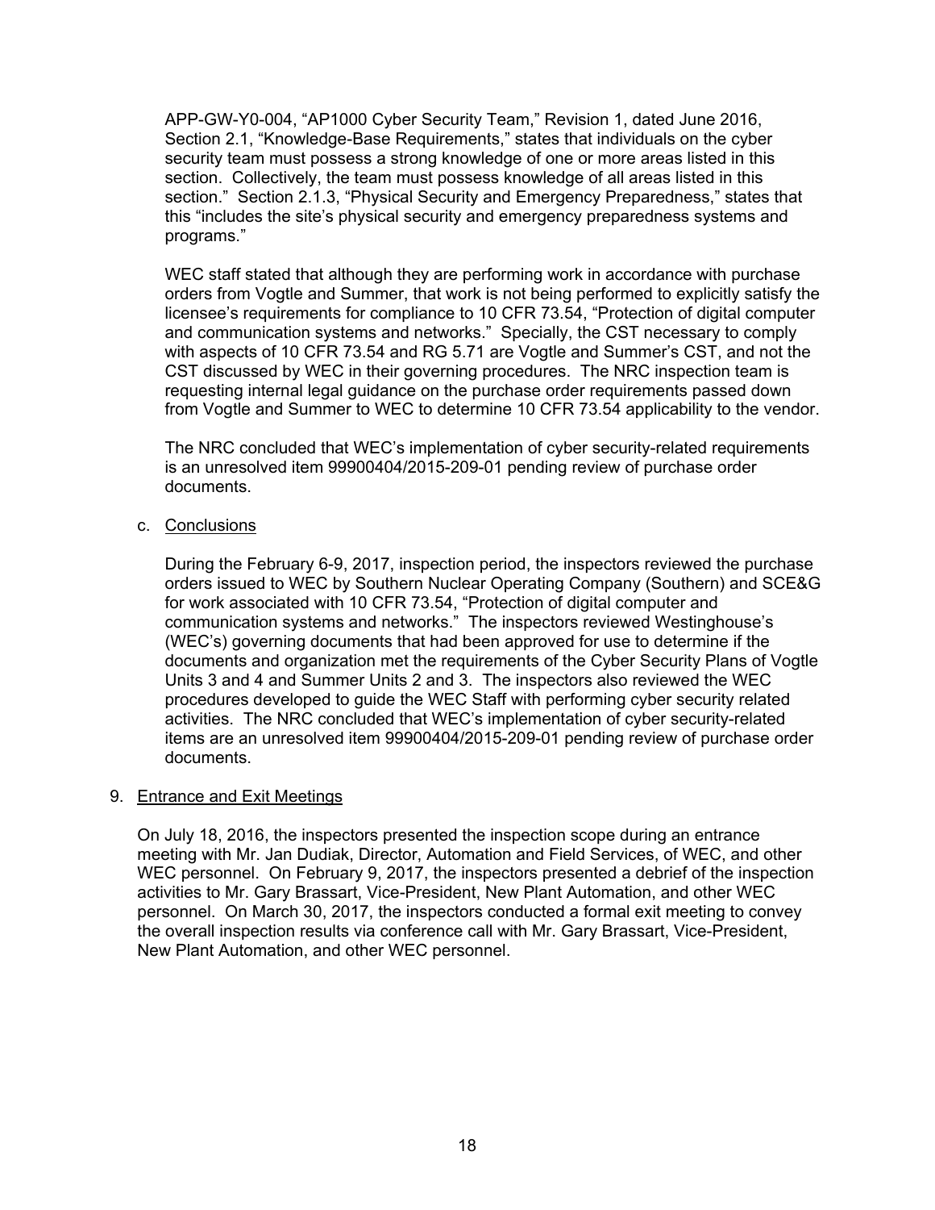APP-GW-Y0-004, "AP1000 Cyber Security Team," Revision 1, dated June 2016, Section 2.1, "Knowledge-Base Requirements," states that individuals on the cyber security team must possess a strong knowledge of one or more areas listed in this section. Collectively, the team must possess knowledge of all areas listed in this section." Section 2.1.3, "Physical Security and Emergency Preparedness," states that this "includes the site's physical security and emergency preparedness systems and programs."

WEC staff stated that although they are performing work in accordance with purchase orders from Vogtle and Summer, that work is not being performed to explicitly satisfy the licensee's requirements for compliance to 10 CFR 73.54, "Protection of digital computer and communication systems and networks." Specially, the CST necessary to comply with aspects of 10 CFR 73.54 and RG 5.71 are Vogtle and Summer's CST, and not the CST discussed by WEC in their governing procedures. The NRC inspection team is requesting internal legal guidance on the purchase order requirements passed down from Vogtle and Summer to WEC to determine 10 CFR 73.54 applicability to the vendor.

The NRC concluded that WEC's implementation of cyber security-related requirements is an unresolved item 99900404/2015-209-01 pending review of purchase order documents.

c. Conclusions

During the February 6-9, 2017, inspection period, the inspectors reviewed the purchase orders issued to WEC by Southern Nuclear Operating Company (Southern) and SCE&G for work associated with 10 CFR 73.54, "Protection of digital computer and communication systems and networks." The inspectors reviewed Westinghouse's (WEC's) governing documents that had been approved for use to determine if the documents and organization met the requirements of the Cyber Security Plans of Vogtle Units 3 and 4 and Summer Units 2 and 3. The inspectors also reviewed the WEC procedures developed to guide the WEC Staff with performing cyber security related activities. The NRC concluded that WEC's implementation of cyber security-related items are an unresolved item 99900404/2015-209-01 pending review of purchase order documents.

9. Entrance and Exit Meetings

On July 18, 2016, the inspectors presented the inspection scope during an entrance meeting with Mr. Jan Dudiak, Director, Automation and Field Services, of WEC, and other WEC personnel. On February 9, 2017, the inspectors presented a debrief of the inspection activities to Mr. Gary Brassart, Vice-President, New Plant Automation, and other WEC personnel. On March 30, 2017, the inspectors conducted a formal exit meeting to convey the overall inspection results via conference call with Mr. Gary Brassart, Vice-President, New Plant Automation, and other WEC personnel.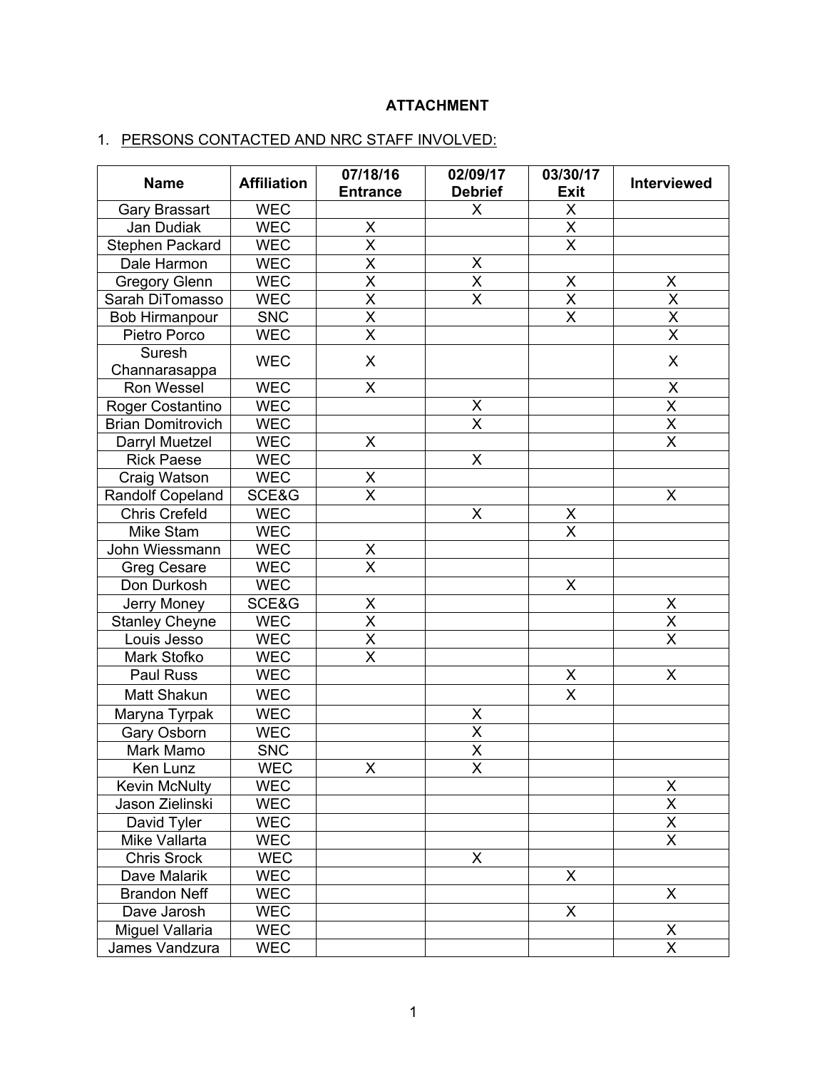**ATTACHMENT**

1. PERSONS CONTACTED AND NRC STAFF INVOLVED:

| Name | Affiliation | 07/18/16 Entrance | 02/09/17 Debrief | 03/30/17 Exit | Interviewed |
|---|---|---|---|---|---|
| Gary Brassart | WEC | | X | X | |
| Jan Dudiak | WEC | X | | X | |
| Stephen Packard | WEC | X | | X | |
| Dale Harmon | WEC | X | X | | |
| Gregory Glenn | WEC | X | X | X | X |
| Sarah DiTomasso | WEC | X | X | X | X |
| Bob Hirmanpour | SNC | X | | X | X |
| Pietro Porco | WEC | X | | | X |
| Suresh Channarasappa | WEC | X | | | X |
| Ron Wessel | WEC | X | | | X |
| Roger Costantino | WEC | | X | | X |
| Brian Domitrovich | WEC | | X | | X |
| Darryl Muetzel | WEC | X | | | X |
| Rick Paese | WEC | | X | | |
| Craig Watson | WEC | X | | | |
| Randolf Copeland | SCE&G | X | | | X |
| Chris Crefeld | WEC | | X | X | |
| Mike Stam | WEC | | | X | |
| John Wiessmann | WEC | X | | | |
| Greg Cesare | WEC | X | | | |
| Don Durkosh | WEC | | | X | |
| Jerry Money | SCE&G | X | | | X |
| Stanley Cheyne | WEC | X | | | X |
| Louis Jesso | WEC | X | | | X |
| Mark Stofko | WEC | X | | | |
| Paul Russ | WEC | | | X | X |
| Matt Shakun | WEC | | | X | |
| Maryna Tyrpak | WEC | | X | | |
| Gary Osborn | WEC | | X | | |
| Mark Mamo | SNC | | X | | |
| Ken Lunz | WEC | X | X | | |
| Kevin McNulty | WEC | | | | X |
| Jason Zielinski | WEC | | | | X |
| David Tyler | WEC | | | | X |
| Mike Vallarta | WEC | | | | X |
| Chris Srock | WEC | | X | | |
| Dave Malarik | WEC | | | X | |
| Brandon Neff | WEC | | | | X |
| Dave Jarosh | WEC | | | X | |
| Miguel Vallaria | WEC | | | | X |
| James Vandzura | WEC | | | | X |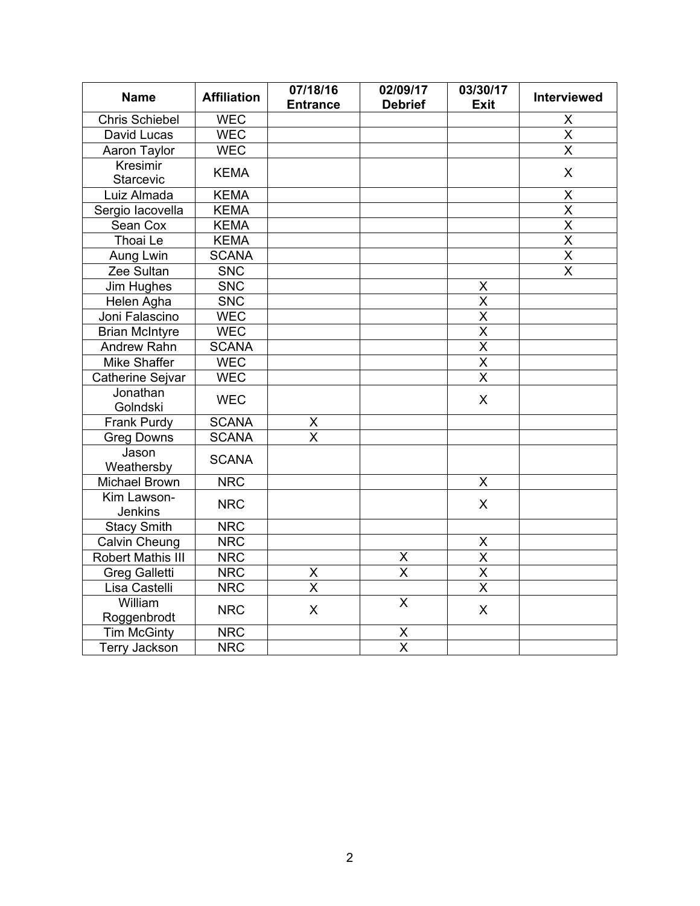| Name | Affiliation | 07/18/16 Entrance | 02/09/17 Debrief | 03/30/17 Exit | Interviewed |
|---|---|---|---|---|---|
| Chris Schiebel | WEC | | | | X |
| David Lucas | WEC | | | | X |
| Aaron Taylor | WEC | | | | X |
| Kresimir Starcevic | KEMA | | | | X |
| Luiz Almada | KEMA | | | | X |
| Sergio Iacovella | KEMA | | | | X |
| Sean Cox | KEMA | | | | X |
| Thoai Le | KEMA | | | | X |
| Aung Lwin | SCANA | | | | X |
| Zee Sultan | SNC | | | | X |
| Jim Hughes | SNC | | | X | |
| Helen Agha | SNC | | | X | |
| Joni Falascino | WEC | | | X | |
| Brian McIntyre | WEC | | | X | |
| Andrew Rahn | SCANA | | | X | |
| Mike Shaffer | WEC | | | X | |
| Catherine Sejvar | WEC | | | X | |
| Jonathan Golndski | WEC | | | X | |
| Frank Purdy | SCANA | X | | | |
| Greg Downs | SCANA | X | | | |
| Jason Weathersby | SCANA | | | | |
| Michael Brown | NRC | | | X | |
| Kim Lawson-Jenkins | NRC | | | X | |
| Stacy Smith | NRC | | | | |
| Calvin Cheung | NRC | | | X | |
| Robert Mathis III | NRC | | X | X | |
| Greg Galletti | NRC | X | X | X | |
| Lisa Castelli | NRC | X | | X | |
| William Roggenbrodt | NRC | X | X | X | |
| Tim McGinty | NRC | | X | | |
| Terry Jackson | NRC | | X | | |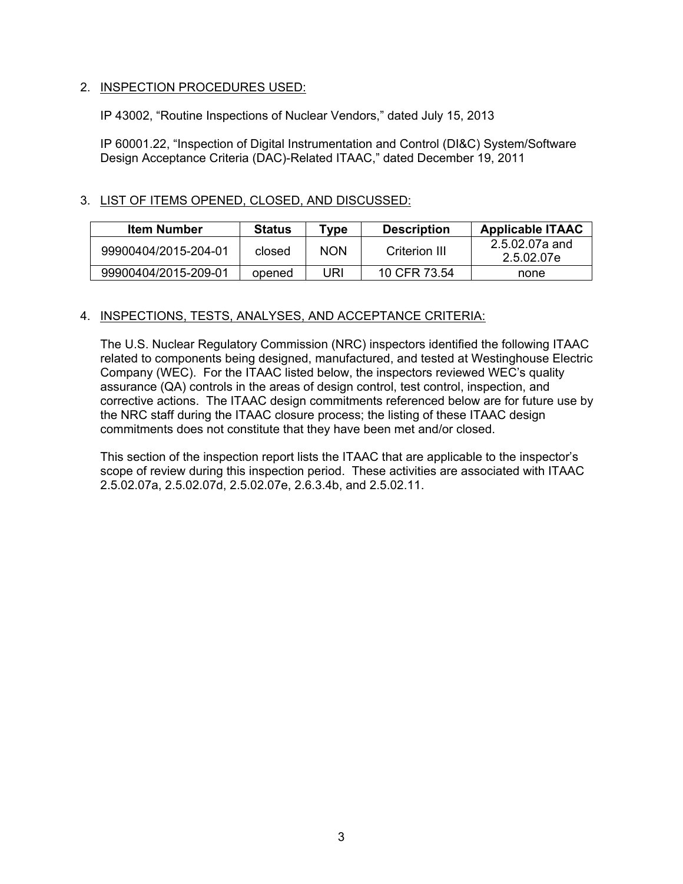2. INSPECTION PROCEDURES USED:

   IP 43002, "Routine Inspections of Nuclear Vendors," dated July 15, 2013

   IP 60001.22, "Inspection of Digital Instrumentation and Control (DI&C) System/Software Design Acceptance Criteria (DAC)-Related ITAAC," dated December 19, 2011

3. LIST OF ITEMS OPENED, CLOSED, AND DISCUSSED:

| Item Number | Status | Type | Description | Applicable ITAAC |
|---|---|---|---|---|
| 99900404/2015-204-01 | closed | NON | Criterion III | 2.5.02.07a and 2.5.02.07e |
| 99900404/2015-209-01 | opened | URI | 10 CFR 73.54 | none |

4. INSPECTIONS, TESTS, ANALYSES, AND ACCEPTANCE CRITERIA:

   The U.S. Nuclear Regulatory Commission (NRC) inspectors identified the following ITAAC related to components being designed, manufactured, and tested at Westinghouse Electric Company (WEC). For the ITAAC listed below, the inspectors reviewed WEC's quality assurance (QA) controls in the areas of design control, test control, inspection, and corrective actions. The ITAAC design commitments referenced below are for future use by the NRC staff during the ITAAC closure process; the listing of these ITAAC design commitments does not constitute that they have been met and/or closed.

   This section of the inspection report lists the ITAAC that are applicable to the inspector's scope of review during this inspection period. These activities are associated with ITAAC 2.5.02.07a, 2.5.02.07d, 2.5.02.07e, 2.6.3.4b, and 2.5.02.11.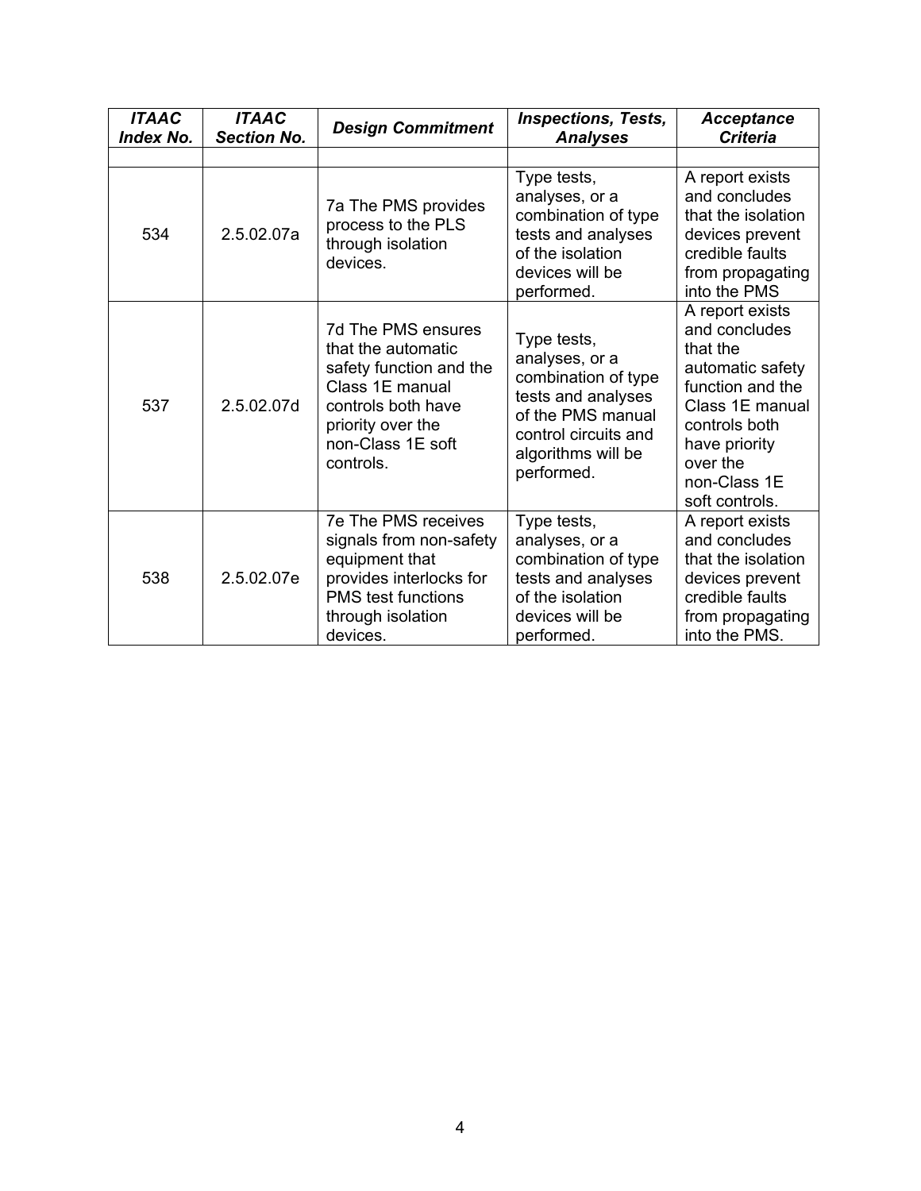| *ITAAC Index No.* | *ITAAC Section No.* | *Design Commitment* | *Inspections, Tests, Analyses* | *Acceptance Criteria* |
|---|---|---|---|---|
| | | | | |
| 534 | 2.5.02.07a | 7a The PMS provides process to the PLS through isolation devices. | Type tests, analyses, or a combination of type tests and analyses of the isolation devices will be performed. | A report exists and concludes that the isolation devices prevent credible faults from propagating into the PMS |
| 537 | 2.5.02.07d | 7d The PMS ensures that the automatic safety function and the Class 1E manual controls both have priority over the non-Class 1E soft controls. | Type tests, analyses, or a combination of type tests and analyses of the PMS manual control circuits and algorithms will be performed. | A report exists and concludes that the automatic safety function and the Class 1E manual controls both have priority over the non-Class 1E soft controls. |
| 538 | 2.5.02.07e | 7e The PMS receives signals from non-safety equipment that provides interlocks for PMS test functions through isolation devices. | Type tests, analyses, or a combination of type tests and analyses of the isolation devices will be performed. | A report exists and concludes that the isolation devices prevent credible faults from propagating into the PMS. |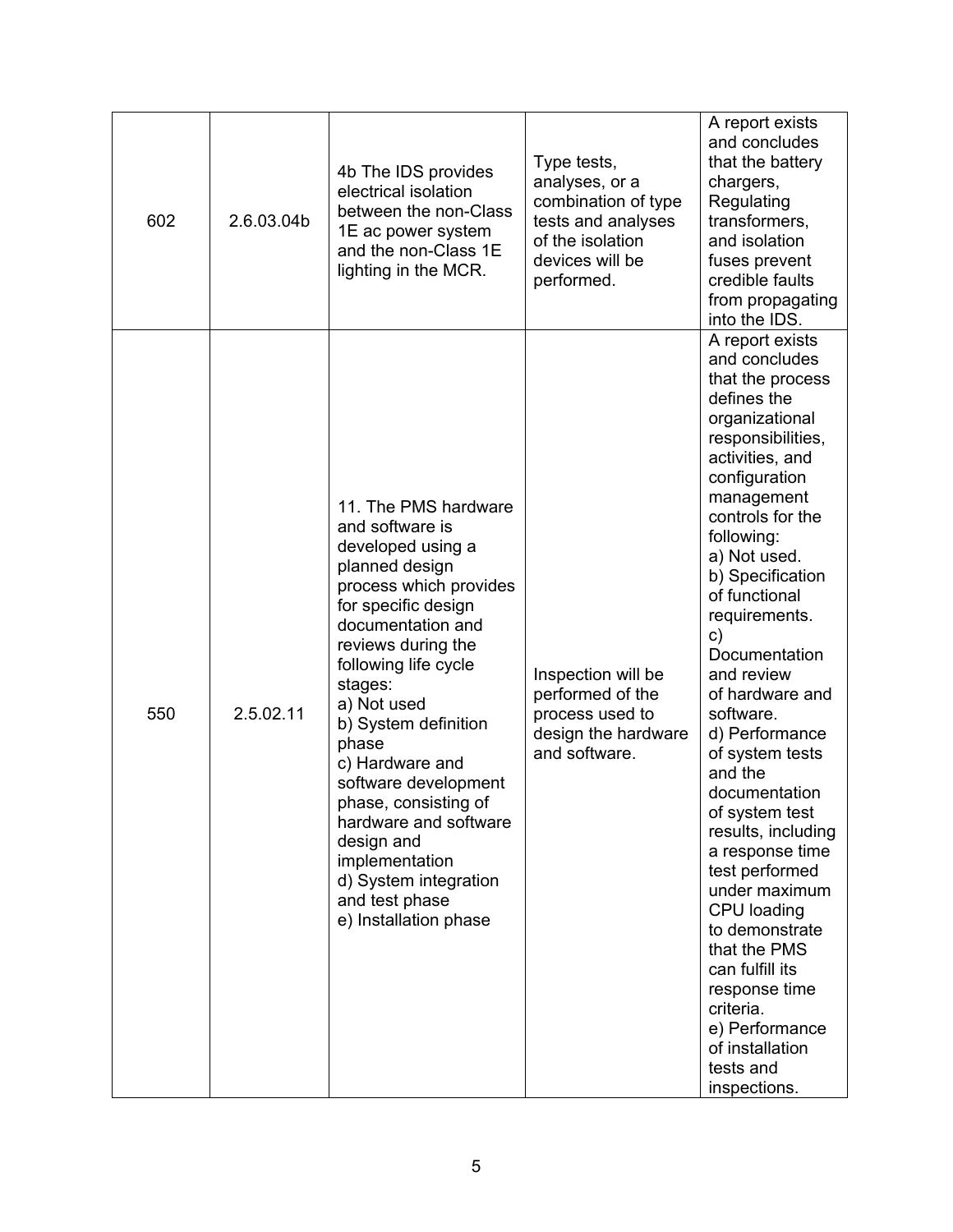| | | | | |
|---|---|---|---|---|
| 602 | 2.6.03.04b | 4b The IDS provides electrical isolation between the non-Class 1E ac power system and the non-Class 1E lighting in the MCR. | Type tests, analyses, or a combination of type tests and analyses of the isolation devices will be performed. | A report exists and concludes that the battery chargers, Regulating transformers, and isolation fuses prevent credible faults from propagating into the IDS. |
| 550 | 2.5.02.11 | 11. The PMS hardware and software is developed using a planned design process which provides for specific design documentation and reviews during the following life cycle stages:<br>a) Not used<br>b) System definition phase<br>c) Hardware and software development phase, consisting of hardware and software design and implementation<br>d) System integration and test phase<br>e) Installation phase | Inspection will be performed of the process used to design the hardware and software. | A report exists and concludes that the process defines the organizational responsibilities, activities, and configuration management controls for the following:<br>a) Not used.<br>b) Specification of functional requirements.<br>c) Documentation and review of hardware and software.<br>d) Performance of system tests and the documentation of system test results, including a response time test performed under maximum CPU loading to demonstrate that the PMS can fulfill its response time criteria.<br>e) Performance of installation tests and inspections. |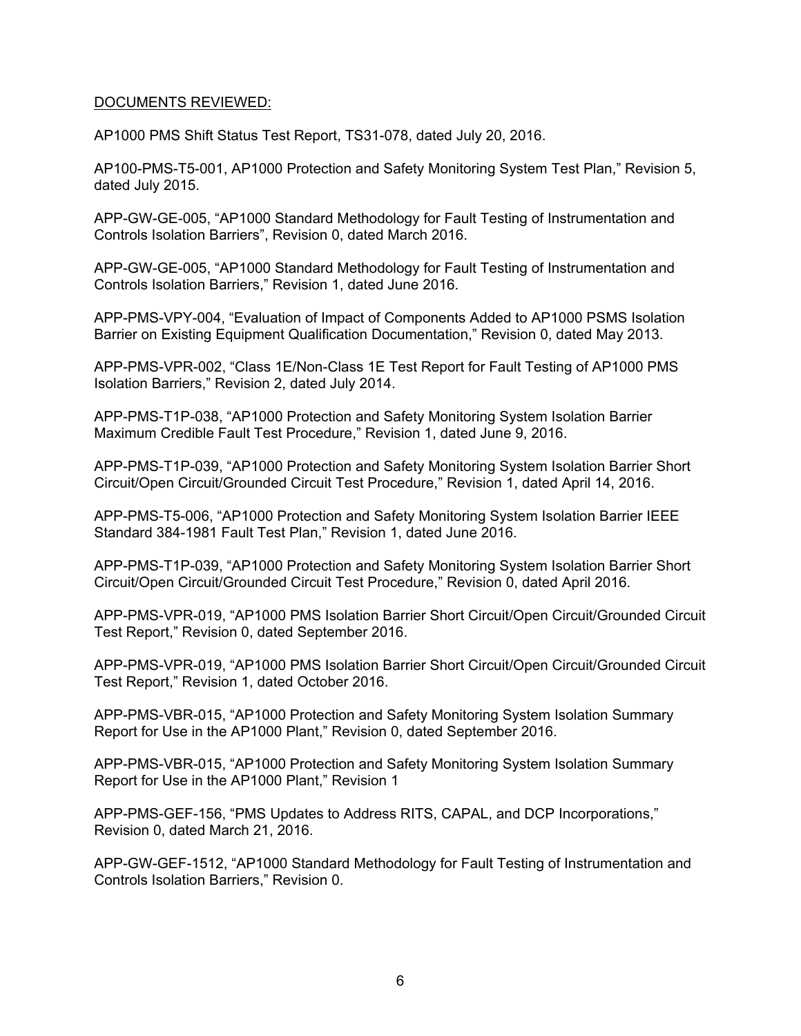DOCUMENTS REVIEWED:

AP1000 PMS Shift Status Test Report, TS31-078, dated July 20, 2016.

AP100-PMS-T5-001, AP1000 Protection and Safety Monitoring System Test Plan," Revision 5, dated July 2015.

APP-GW-GE-005, "AP1000 Standard Methodology for Fault Testing of Instrumentation and Controls Isolation Barriers", Revision 0, dated March 2016.

APP-GW-GE-005, "AP1000 Standard Methodology for Fault Testing of Instrumentation and Controls Isolation Barriers," Revision 1, dated June 2016.

APP-PMS-VPY-004, "Evaluation of Impact of Components Added to AP1000 PSMS Isolation Barrier on Existing Equipment Qualification Documentation," Revision 0, dated May 2013.

APP-PMS-VPR-002, "Class 1E/Non-Class 1E Test Report for Fault Testing of AP1000 PMS Isolation Barriers," Revision 2, dated July 2014.

APP-PMS-T1P-038, "AP1000 Protection and Safety Monitoring System Isolation Barrier Maximum Credible Fault Test Procedure," Revision 1, dated June 9, 2016.

APP-PMS-T1P-039, "AP1000 Protection and Safety Monitoring System Isolation Barrier Short Circuit/Open Circuit/Grounded Circuit Test Procedure," Revision 1, dated April 14, 2016.

APP-PMS-T5-006, "AP1000 Protection and Safety Monitoring System Isolation Barrier IEEE Standard 384-1981 Fault Test Plan," Revision 1, dated June 2016.

APP-PMS-T1P-039, "AP1000 Protection and Safety Monitoring System Isolation Barrier Short Circuit/Open Circuit/Grounded Circuit Test Procedure," Revision 0, dated April 2016.

APP-PMS-VPR-019, "AP1000 PMS Isolation Barrier Short Circuit/Open Circuit/Grounded Circuit Test Report," Revision 0, dated September 2016.

APP-PMS-VPR-019, "AP1000 PMS Isolation Barrier Short Circuit/Open Circuit/Grounded Circuit Test Report," Revision 1, dated October 2016.

APP-PMS-VBR-015, "AP1000 Protection and Safety Monitoring System Isolation Summary Report for Use in the AP1000 Plant," Revision 0, dated September 2016.

APP-PMS-VBR-015, "AP1000 Protection and Safety Monitoring System Isolation Summary Report for Use in the AP1000 Plant," Revision 1

APP-PMS-GEF-156, "PMS Updates to Address RITS, CAPAL, and DCP Incorporations," Revision 0, dated March 21, 2016.

APP-GW-GEF-1512, "AP1000 Standard Methodology for Fault Testing of Instrumentation and Controls Isolation Barriers," Revision 0.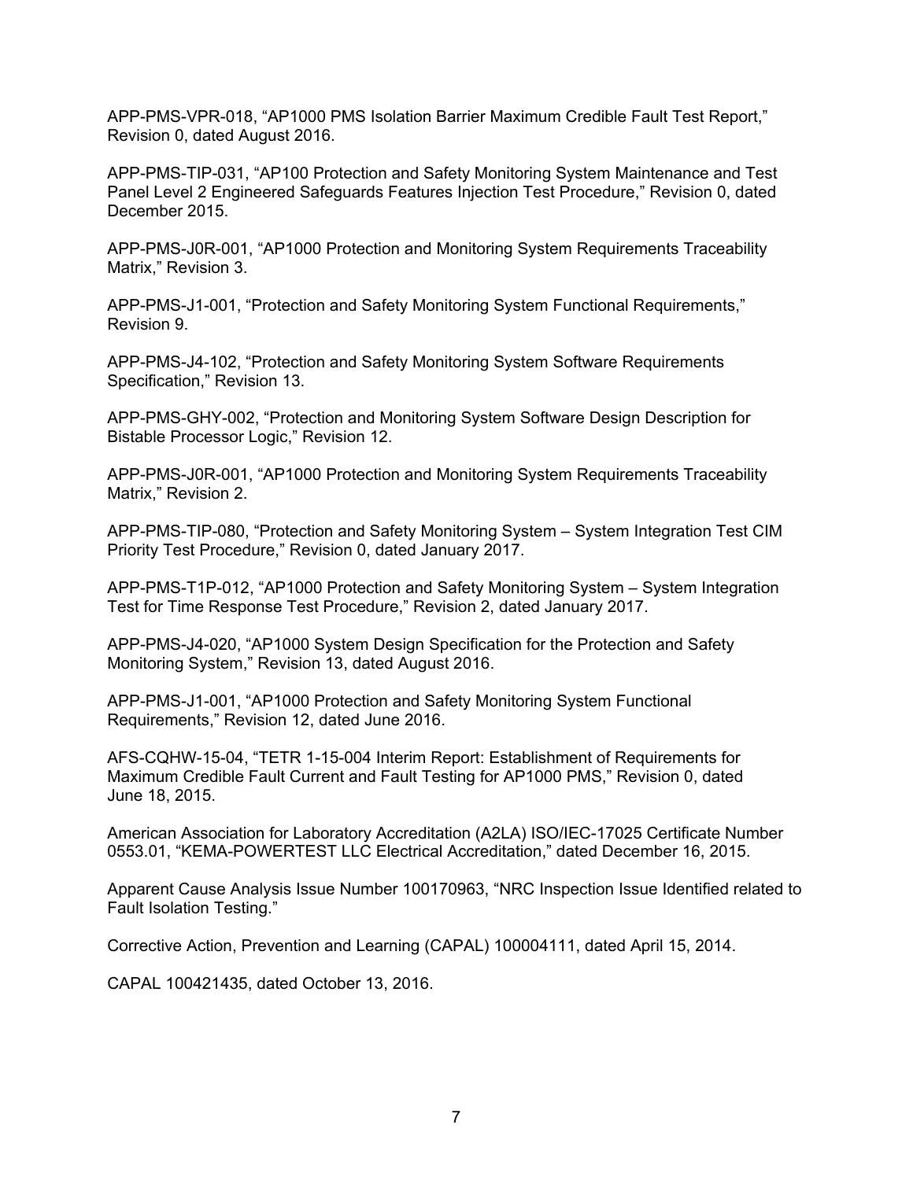APP-PMS-VPR-018, “AP1000 PMS Isolation Barrier Maximum Credible Fault Test Report,” Revision 0, dated August 2016.

APP-PMS-TIP-031, “AP100 Protection and Safety Monitoring System Maintenance and Test Panel Level 2 Engineered Safeguards Features Injection Test Procedure,” Revision 0, dated December 2015.

APP-PMS-J0R-001, “AP1000 Protection and Monitoring System Requirements Traceability Matrix,” Revision 3.

APP-PMS-J1-001, “Protection and Safety Monitoring System Functional Requirements,” Revision 9.

APP-PMS-J4-102, “Protection and Safety Monitoring System Software Requirements Specification,” Revision 13.

APP-PMS-GHY-002, “Protection and Monitoring System Software Design Description for Bistable Processor Logic,” Revision 12.

APP-PMS-J0R-001, “AP1000 Protection and Monitoring System Requirements Traceability Matrix,” Revision 2.

APP-PMS-TIP-080, “Protection and Safety Monitoring System – System Integration Test CIM Priority Test Procedure,” Revision 0, dated January 2017.

APP-PMS-T1P-012, “AP1000 Protection and Safety Monitoring System – System Integration Test for Time Response Test Procedure,” Revision 2, dated January 2017.

APP-PMS-J4-020, “AP1000 System Design Specification for the Protection and Safety Monitoring System,” Revision 13, dated August 2016.

APP-PMS-J1-001, “AP1000 Protection and Safety Monitoring System Functional Requirements,” Revision 12, dated June 2016.

AFS-CQHW-15-04, “TETR 1-15-004 Interim Report: Establishment of Requirements for Maximum Credible Fault Current and Fault Testing for AP1000 PMS,” Revision 0, dated June 18, 2015.

American Association for Laboratory Accreditation (A2LA) ISO/IEC-17025 Certificate Number 0553.01, “KEMA-POWERTEST LLC Electrical Accreditation,” dated December 16, 2015.

Apparent Cause Analysis Issue Number 100170963, “NRC Inspection Issue Identified related to Fault Isolation Testing.”

Corrective Action, Prevention and Learning (CAPAL) 100004111, dated April 15, 2014.

CAPAL 100421435, dated October 13, 2016.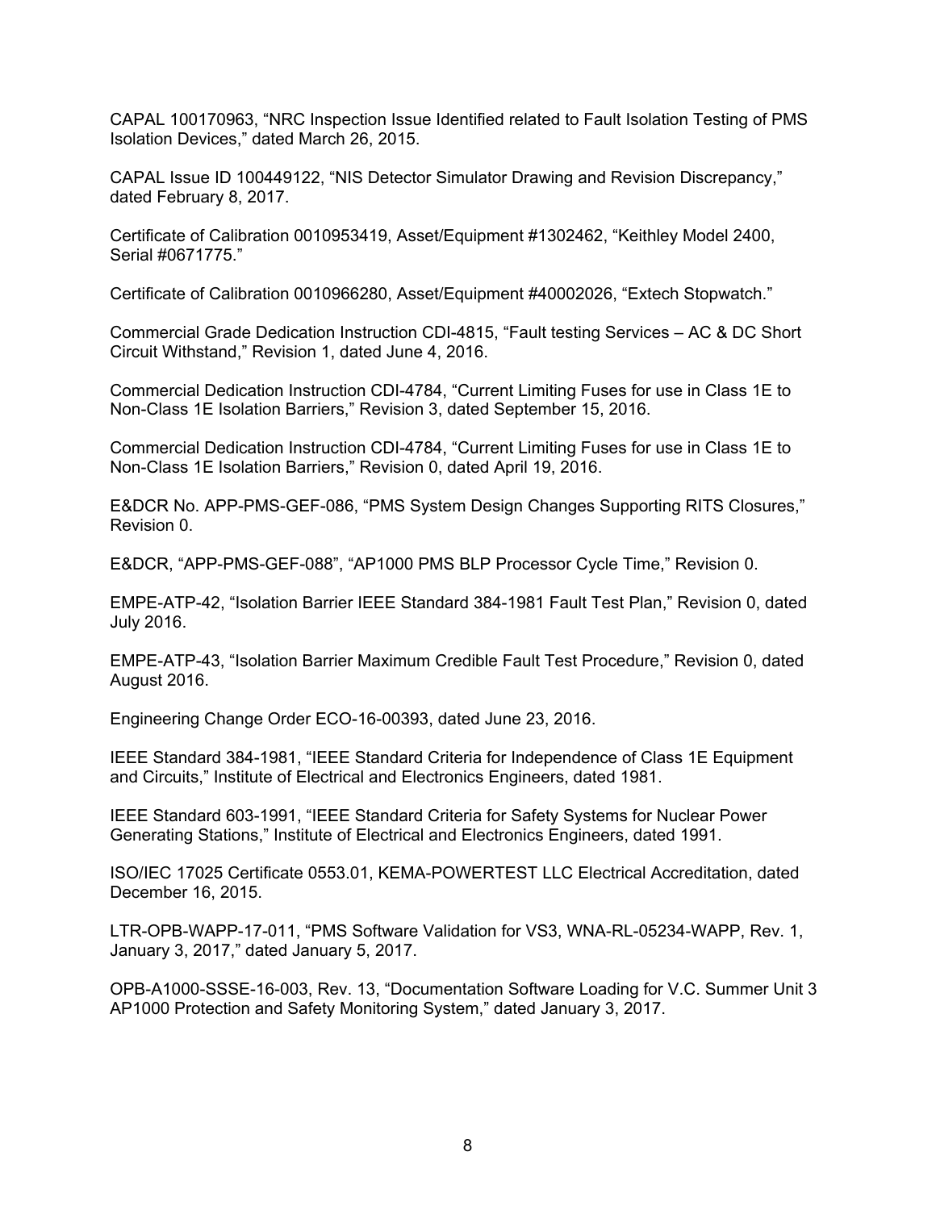CAPAL 100170963, “NRC Inspection Issue Identified related to Fault Isolation Testing of PMS Isolation Devices,” dated March 26, 2015.

CAPAL Issue ID 100449122, “NIS Detector Simulator Drawing and Revision Discrepancy,” dated February 8, 2017.

Certificate of Calibration 0010953419, Asset/Equipment #1302462, “Keithley Model 2400, Serial #0671775.”

Certificate of Calibration 0010966280, Asset/Equipment #40002026, “Extech Stopwatch.”

Commercial Grade Dedication Instruction CDI-4815, “Fault testing Services – AC & DC Short Circuit Withstand,” Revision 1, dated June 4, 2016.

Commercial Dedication Instruction CDI-4784, “Current Limiting Fuses for use in Class 1E to Non-Class 1E Isolation Barriers,” Revision 3, dated September 15, 2016.

Commercial Dedication Instruction CDI-4784, “Current Limiting Fuses for use in Class 1E to Non-Class 1E Isolation Barriers,” Revision 0, dated April 19, 2016.

E&DCR No. APP-PMS-GEF-086, “PMS System Design Changes Supporting RITS Closures,” Revision 0.

E&DCR, “APP-PMS-GEF-088”, “AP1000 PMS BLP Processor Cycle Time,” Revision 0.

EMPE-ATP-42, “Isolation Barrier IEEE Standard 384-1981 Fault Test Plan,” Revision 0, dated July 2016.

EMPE-ATP-43, “Isolation Barrier Maximum Credible Fault Test Procedure,” Revision 0, dated August 2016.

Engineering Change Order ECO-16-00393, dated June 23, 2016.

IEEE Standard 384-1981, “IEEE Standard Criteria for Independence of Class 1E Equipment and Circuits,” Institute of Electrical and Electronics Engineers, dated 1981.

IEEE Standard 603-1991, “IEEE Standard Criteria for Safety Systems for Nuclear Power Generating Stations,” Institute of Electrical and Electronics Engineers, dated 1991.

ISO/IEC 17025 Certificate 0553.01, KEMA-POWERTEST LLC Electrical Accreditation, dated December 16, 2015.

LTR-OPB-WAPP-17-011, “PMS Software Validation for VS3, WNA-RL-05234-WAPP, Rev. 1, January 3, 2017,” dated January 5, 2017.

OPB-A1000-SSSE-16-003, Rev. 13, “Documentation Software Loading for V.C. Summer Unit 3 AP1000 Protection and Safety Monitoring System,” dated January 3, 2017.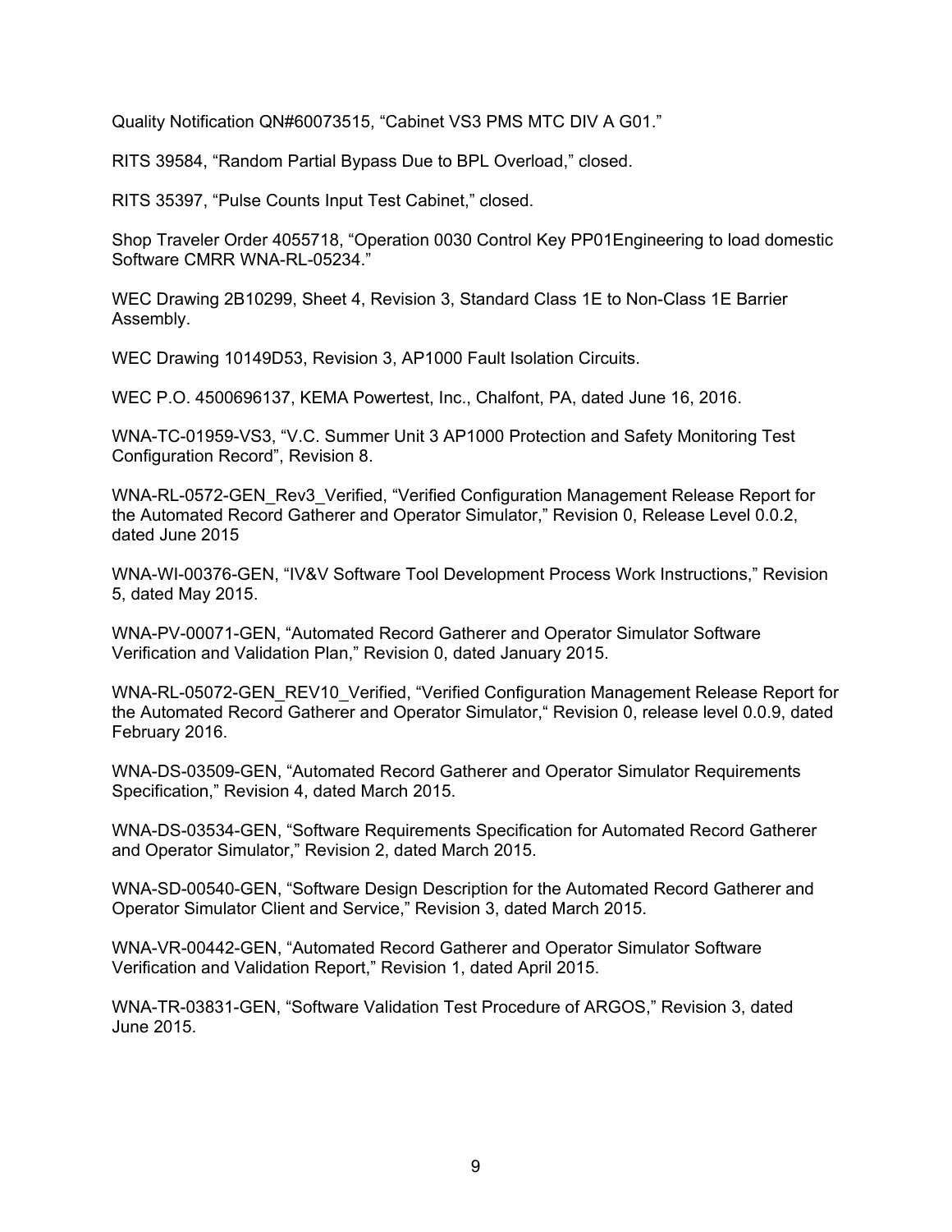Quality Notification QN#60073515, “Cabinet VS3 PMS MTC DIV A G01.”

RITS 39584, “Random Partial Bypass Due to BPL Overload,” closed.

RITS 35397, “Pulse Counts Input Test Cabinet,” closed.

Shop Traveler Order 4055718, “Operation 0030 Control Key PP01Engineering to load domestic Software CMRR WNA-RL-05234.”

WEC Drawing 2B10299, Sheet 4, Revision 3, Standard Class 1E to Non-Class 1E Barrier Assembly.

WEC Drawing 10149D53, Revision 3, AP1000 Fault Isolation Circuits.

WEC P.O. 4500696137, KEMA Powertest, Inc., Chalfont, PA, dated June 16, 2016.

WNA-TC-01959-VS3, “V.C. Summer Unit 3 AP1000 Protection and Safety Monitoring Test Configuration Record”, Revision 8.

WNA-RL-0572-GEN_Rev3_Verified, “Verified Configuration Management Release Report for the Automated Record Gatherer and Operator Simulator,” Revision 0, Release Level 0.0.2, dated June 2015

WNA-WI-00376-GEN, “IV&V Software Tool Development Process Work Instructions,” Revision 5, dated May 2015.

WNA-PV-00071-GEN, “Automated Record Gatherer and Operator Simulator Software Verification and Validation Plan,” Revision 0, dated January 2015.

WNA-RL-05072-GEN_REV10_Verified, “Verified Configuration Management Release Report for the Automated Record Gatherer and Operator Simulator,“ Revision 0, release level 0.0.9, dated February 2016.

WNA-DS-03509-GEN, “Automated Record Gatherer and Operator Simulator Requirements Specification,” Revision 4, dated March 2015.

WNA-DS-03534-GEN, “Software Requirements Specification for Automated Record Gatherer and Operator Simulator,” Revision 2, dated March 2015.

WNA-SD-00540-GEN, “Software Design Description for the Automated Record Gatherer and Operator Simulator Client and Service,” Revision 3, dated March 2015.

WNA-VR-00442-GEN, “Automated Record Gatherer and Operator Simulator Software Verification and Validation Report,” Revision 1, dated April 2015.

WNA-TR-03831-GEN, “Software Validation Test Procedure of ARGOS,” Revision 3, dated June 2015.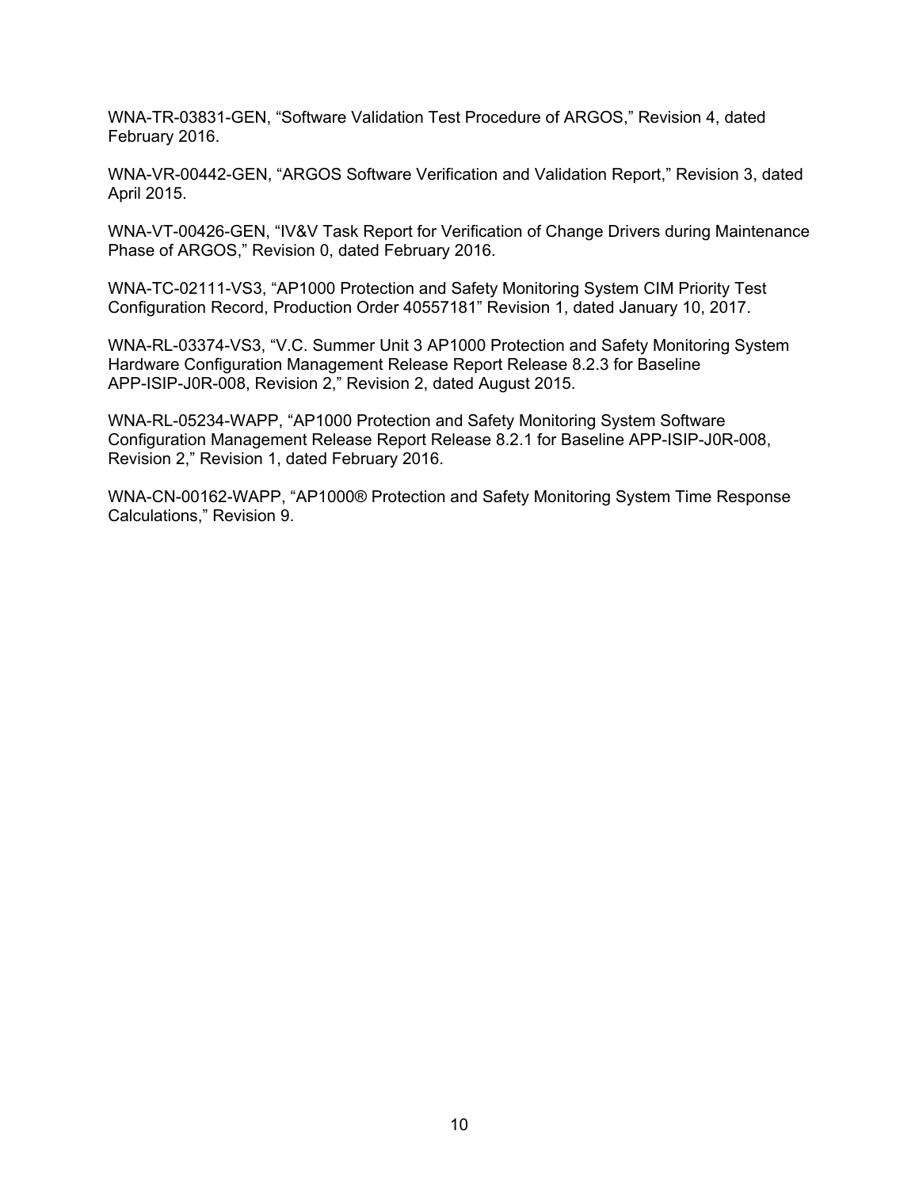WNA-TR-03831-GEN, “Software Validation Test Procedure of ARGOS,” Revision 4, dated February 2016.

WNA-VR-00442-GEN, “ARGOS Software Verification and Validation Report,” Revision 3, dated April 2015.

WNA-VT-00426-GEN, “IV&V Task Report for Verification of Change Drivers during Maintenance Phase of ARGOS,” Revision 0, dated February 2016.

WNA-TC-02111-VS3, “AP1000 Protection and Safety Monitoring System CIM Priority Test Configuration Record, Production Order 40557181” Revision 1, dated January 10, 2017.

WNA-RL-03374-VS3, “V.C. Summer Unit 3 AP1000 Protection and Safety Monitoring System Hardware Configuration Management Release Report Release 8.2.3 for Baseline APP-ISIP-J0R-008, Revision 2,” Revision 2, dated August 2015.

WNA-RL-05234-WAPP, “AP1000 Protection and Safety Monitoring System Software Configuration Management Release Report Release 8.2.1 for Baseline APP-ISIP-J0R-008, Revision 2,” Revision 1, dated February 2016.

WNA-CN-00162-WAPP, “AP1000® Protection and Safety Monitoring System Time Response Calculations,” Revision 9.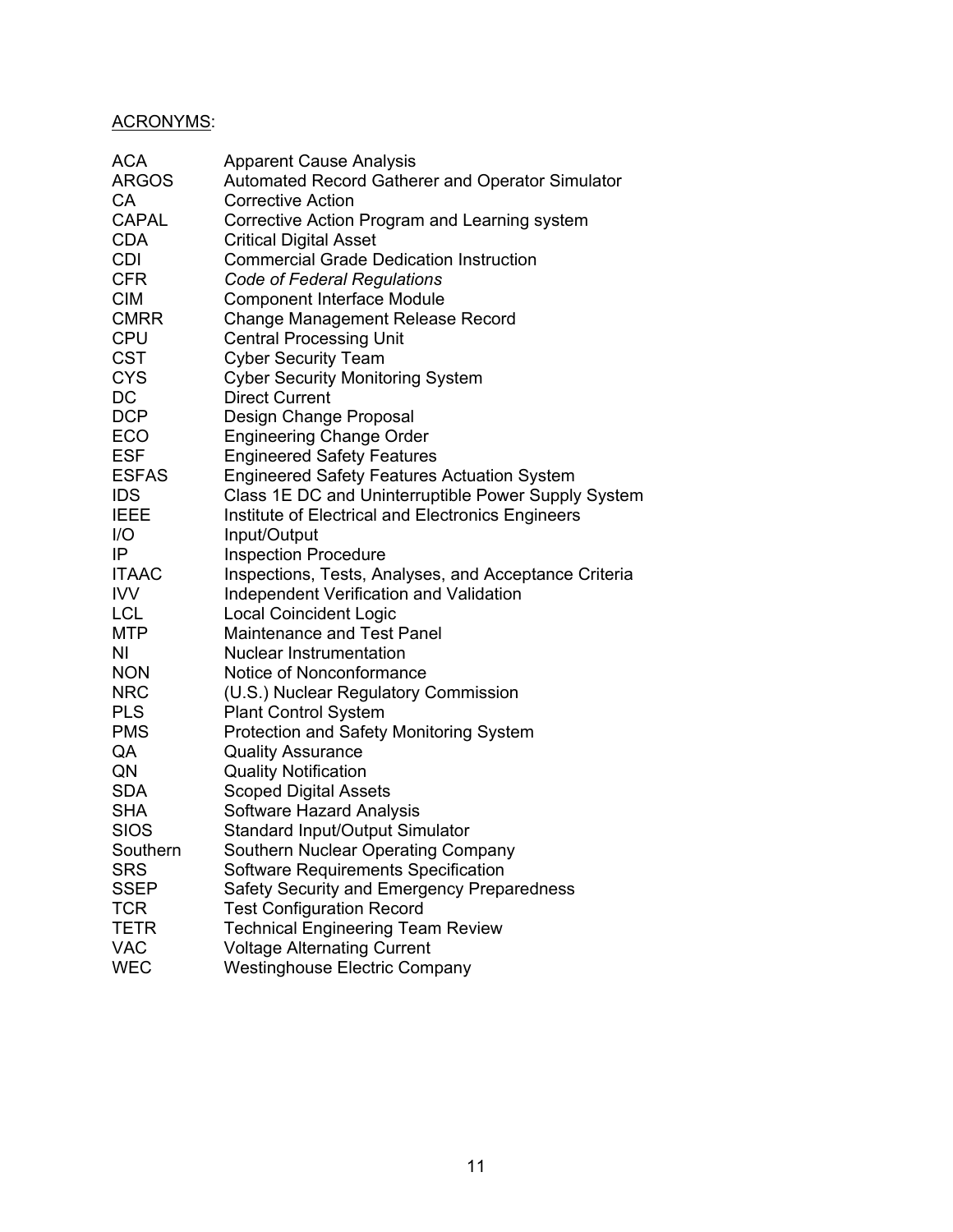ACRONYMS:

| | |
|---|---|
| ACA | Apparent Cause Analysis |
| ARGOS | Automated Record Gatherer and Operator Simulator |
| CA | Corrective Action |
| CAPAL | Corrective Action Program and Learning system |
| CDA | Critical Digital Asset |
| CDI | Commercial Grade Dedication Instruction |
| CFR | *Code of Federal Regulations* |
| CIM | Component Interface Module |
| CMRR | Change Management Release Record |
| CPU | Central Processing Unit |
| CST | Cyber Security Team |
| CYS | Cyber Security Monitoring System |
| DC | Direct Current |
| DCP | Design Change Proposal |
| ECO | Engineering Change Order |
| ESF | Engineered Safety Features |
| ESFAS | Engineered Safety Features Actuation System |
| IDS | Class 1E DC and Uninterruptible Power Supply System |
| IEEE | Institute of Electrical and Electronics Engineers |
| I/O | Input/Output |
| IP | Inspection Procedure |
| ITAAC | Inspections, Tests, Analyses, and Acceptance Criteria |
| IVV | Independent Verification and Validation |
| LCL | Local Coincident Logic |
| MTP | Maintenance and Test Panel |
| NI | Nuclear Instrumentation |
| NON | Notice of Nonconformance |
| NRC | (U.S.) Nuclear Regulatory Commission |
| PLS | Plant Control System |
| PMS | Protection and Safety Monitoring System |
| QA | Quality Assurance |
| QN | Quality Notification |
| SDA | Scoped Digital Assets |
| SHA | Software Hazard Analysis |
| SIOS | Standard Input/Output Simulator |
| Southern | Southern Nuclear Operating Company |
| SRS | Software Requirements Specification |
| SSEP | Safety Security and Emergency Preparedness |
| TCR | Test Configuration Record |
| TETR | Technical Engineering Team Review |
| VAC | Voltage Alternating Current |
| WEC | Westinghouse Electric Company |